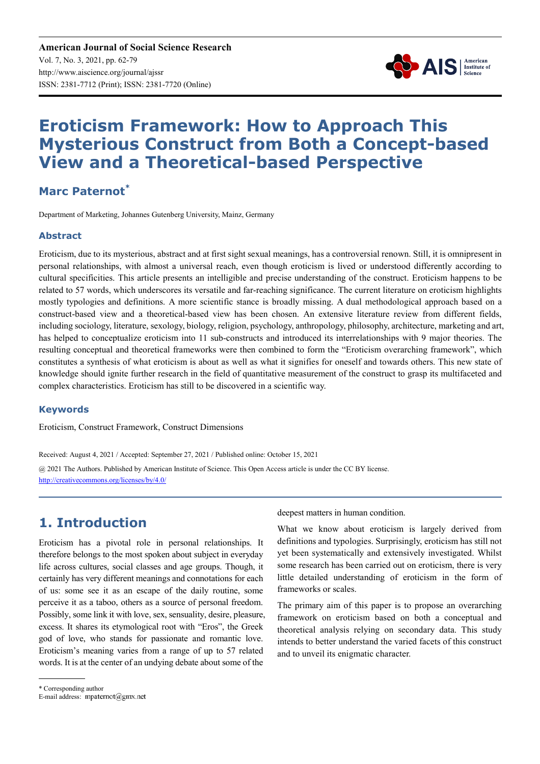# Eroticism Framework: How to Approach This Mysterious Construct from Both a Concept-based View and a Theoretical-based Perspective

**Marc Paternot***

Department of Marketing, Johannes Gutenberg University, Mainz, Germany

## Abstract

Eroticism, due to its mysterious, abstract and at first sight sexual meanings, has a controversial renown. Still, it is omnipresent in personal relationships, with almost a universal reach, even though eroticism is lived or understood differently according to cultural specificities. This article presents an intelligible and precise understanding of the construct. Eroticism happens to be related to 57 words, which underscores its versatile and far-reaching significance. The current literature on eroticism highlights mostly typologies and definitions. A more scientific stance is broadly missing. A dual methodological approach based on a construct-based view and a theoretical-based view has been chosen. An extensive literature review from different fields, including sociology, literature, sexology, biology, religion, psychology, anthropology, philosophy, architecture, marketing and art, has helped to conceptualize eroticism into 11 sub-constructs and introduced its interrelationships with 9 major theories. The resulting conceptual and theoretical frameworks were then combined to form the "Eroticism overarching framework", which constitutes a synthesis of what eroticism is about as well as what it signifies for oneself and towards others. This new state of knowledge should ignite further research in the field of quantitative measurement of the construct to grasp its multifaceted and complex characteristics. Eroticism has still to be discovered in a scientific way.

## Keywords

Eroticism, Construct Framework, Construct Dimensions

Received: August 4, 2021 / Accepted: September 27, 2021 / Published online: October 15, 2021

@ 2021 The Authors. Published by American Institute of Science. This Open Access article is under the CC BY license. http://creativecommons.org/licenses/by/4.0/

## 1. Introduction

Eroticism has a pivotal role in personal relationships. It therefore belongs to the most spoken about subject in everyday life across cultures, social classes and age groups. Though, it certainly has very different meanings and connotations for each of us: some see it as an escape of the daily routine, some perceive it as a taboo, others as a source of personal freedom. Possibly, some link it with love, sex, sensuality, desire, pleasure, excess. It shares its etymological root with "Eros", the Greek god of love, who stands for passionate and romantic love. Eroticism's meaning varies from a range of up to 57 related words. It is at the center of an undying debate about some of the deepest matters in human condition.

What we know about eroticism is largely derived from definitions and typologies. Surprisingly, eroticism has still not yet been systematically and extensively investigated. Whilst some research has been carried out on eroticism, there is very little detailed understanding of eroticism in the form of frameworks or scales.

The primary aim of this paper is to propose an overarching framework on eroticism based on both a conceptual and theoretical analysis relying on secondary data. This study intends to better understand the varied facets of this construct and to unveil its enigmatic character.

* Corresponding author
E-mail address: mpaternot@gmx.net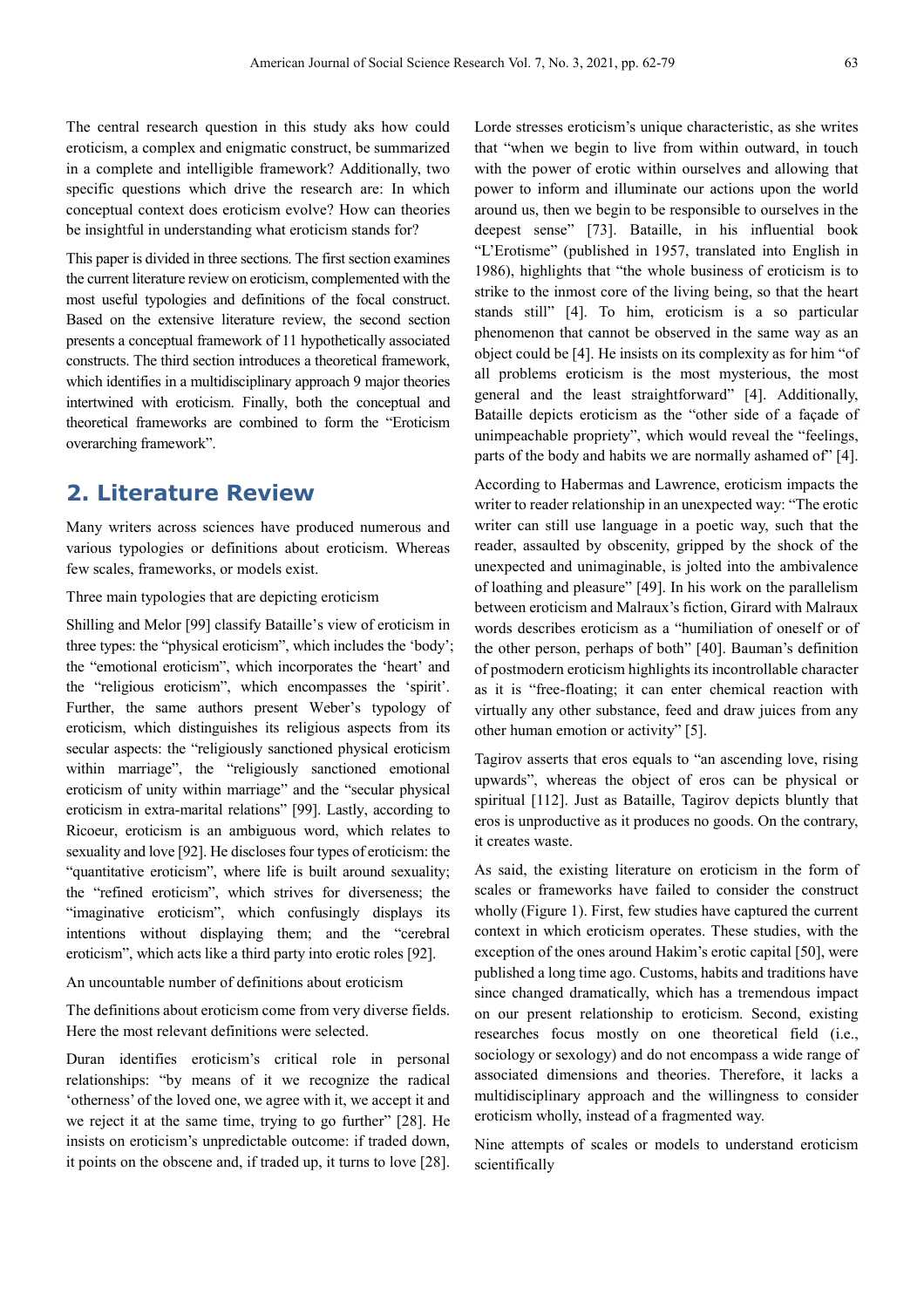The central research question in this study aks how could eroticism, a complex and enigmatic construct, be summarized in a complete and intelligible framework? Additionally, two specific questions which drive the research are: In which conceptual context does eroticism evolve? How can theories be insightful in understanding what eroticism stands for?

This paper is divided in three sections. The first section examines the current literature review on eroticism, complemented with the most useful typologies and definitions of the focal construct. Based on the extensive literature review, the second section presents a conceptual framework of 11 hypothetically associated constructs. The third section introduces a theoretical framework, which identifies in a multidisciplinary approach 9 major theories intertwined with eroticism. Finally, both the conceptual and theoretical frameworks are combined to form the "Eroticism overarching framework".

## 2. Literature Review

Many writers across sciences have produced numerous and various typologies or definitions about eroticism. Whereas few scales, frameworks, or models exist.

Three main typologies that are depicting eroticism

Shilling and Melor [99] classify Bataille's view of eroticism in three types: the "physical eroticism", which includes the 'body'; the "emotional eroticism", which incorporates the 'heart' and the "religious eroticism", which encompasses the 'spirit'. Further, the same authors present Weber's typology of eroticism, which distinguishes its religious aspects from its secular aspects: the "religiously sanctioned physical eroticism within marriage", the "religiously sanctioned emotional eroticism of unity within marriage" and the "secular physical eroticism in extra-marital relations" [99]. Lastly, according to Ricoeur, eroticism is an ambiguous word, which relates to sexuality and love [92]. He discloses four types of eroticism: the "quantitative eroticism", where life is built around sexuality; the "refined eroticism", which strives for diverseness; the "imaginative eroticism", which confusingly displays its intentions without displaying them; and the "cerebral eroticism", which acts like a third party into erotic roles [92].

An uncountable number of definitions about eroticism

The definitions about eroticism come from very diverse fields. Here the most relevant definitions were selected.

Duran identifies eroticism's critical role in personal relationships: "by means of it we recognize the radical 'otherness' of the loved one, we agree with it, we accept it and we reject it at the same time, trying to go further" [28]. He insists on eroticism's unpredictable outcome: if traded down, it points on the obscene and, if traded up, it turns to love [28].

Lorde stresses eroticism's unique characteristic, as she writes that "when we begin to live from within outward, in touch with the power of erotic within ourselves and allowing that power to inform and illuminate our actions upon the world around us, then we begin to be responsible to ourselves in the deepest sense" [73]. Bataille, in his influential book "L'Erotisme" (published in 1957, translated into English in 1986), highlights that "the whole business of eroticism is to strike to the inmost core of the living being, so that the heart stands still" [4]. To him, eroticism is a so particular phenomenon that cannot be observed in the same way as an object could be [4]. He insists on its complexity as for him "of all problems eroticism is the most mysterious, the most general and the least straightforward" [4]. Additionally, Bataille depicts eroticism as the "other side of a façade of unimpeachable propriety", which would reveal the "feelings, parts of the body and habits we are normally ashamed of" [4].

According to Habermas and Lawrence, eroticism impacts the writer to reader relationship in an unexpected way: "The erotic writer can still use language in a poetic way, such that the reader, assaulted by obscenity, gripped by the shock of the unexpected and unimaginable, is jolted into the ambivalence of loathing and pleasure" [49]. In his work on the parallelism between eroticism and Malraux's fiction, Girard with Malraux words describes eroticism as a "humiliation of oneself or of the other person, perhaps of both" [40]. Bauman's definition of postmodern eroticism highlights its incontrollable character as it is "free-floating; it can enter chemical reaction with virtually any other substance, feed and draw juices from any other human emotion or activity" [5].

Tagirov asserts that eros equals to "an ascending love, rising upwards", whereas the object of eros can be physical or spiritual [112]. Just as Bataille, Tagirov depicts bluntly that eros is unproductive as it produces no goods. On the contrary, it creates waste.

As said, the existing literature on eroticism in the form of scales or frameworks have failed to consider the construct wholly (Figure 1). First, few studies have captured the current context in which eroticism operates. These studies, with the exception of the ones around Hakim's erotic capital [50], were published a long time ago. Customs, habits and traditions have since changed dramatically, which has a tremendous impact on our present relationship to eroticism. Second, existing researches focus mostly on one theoretical field (i.e., sociology or sexology) and do not encompass a wide range of associated dimensions and theories. Therefore, it lacks a multidisciplinary approach and the willingness to consider eroticism wholly, instead of a fragmented way.

Nine attempts of scales or models to understand eroticism scientifically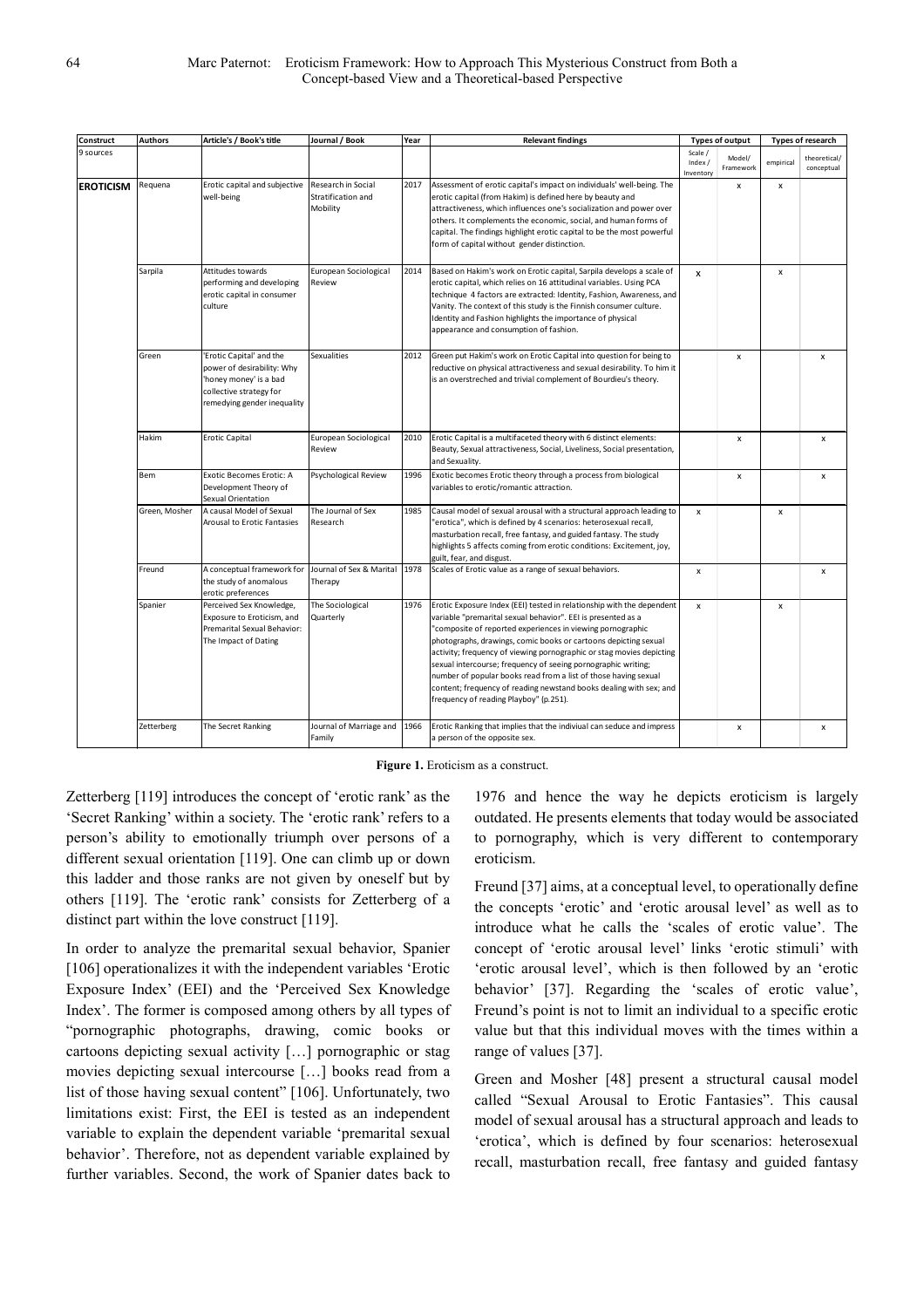| Construct | Authors | Article's / Book's title | Journal / Book | Year | Relevant findings | Types of output | | Types of research | |
|---|---|---|---|---|---|---|---|---|---|
| 9 sources | | | | | | Scale / Index / Inventory | Model/ Framework | empirical | theoretical/ conceptual |
| **EROTICISM** | Requena | Erotic capital and subjective well-being | Research in Social Stratification and Mobility | 2017 | Assessment of erotic capital's impact on individuals' well-being. The erotic capital (from Hakim) is defined here by beauty and attractiveness, which influences one's socialization and power over others. It complements the economic, social, and human forms of capital. The findings highlight erotic capital to be the most powerful form of capital without gender distinction. | | x | x | |
| | Sarpila | Attitudes towards performing and developing erotic capital in consumer culture | European Sociological Review | 2014 | Based on Hakim's work on Erotic capital, Sarpila develops a scale of erotic capital, which relies on 16 attitudinal variables. Using PCA technique 4 factors are extracted: Identity, Fashion, Awareness, and Vanity. The context of this study is the Finnish consumer culture. Identity and Fashion highlights the importance of physical appearance and consumption of fashion. | x | | x | |
| | Green | 'Erotic Capital' and the power of desirability: Why 'honey money' is a bad collective strategy for remedying gender inequality | Sexualities | 2012 | Green put Hakim's work on Erotic Capital into question for being to reductive on physical attractiveness and sexual desirability. To him it is an overstreched and trivial complement of Bourdieu's theory. | | x | | x |
| | Hakim | Erotic Capital | European Sociological Review | 2010 | Erotic Capital is a multifaceted theory with 6 distinct elements: Beauty, Sexual attractiveness, Social, Liveliness, Social presentation, and Sexuality. | | x | | x |
| | Bem | Exotic Becomes Erotic: A Development Theory of Sexual Orientation | Psychological Review | 1996 | Exotic becomes Erotic theory through a process from biological variables to erotic/romantic attraction. | | x | | x |
| | Green, Mosher | A causal Model of Sexual Arousal to Erotic Fantasies | The Journal of Sex Research | 1985 | Causal model of sexual arousal with a structural approach leading to "erotica", which is defined by 4 scenarios: heterosexual recall, masturbation recall, free fantasy, and guided fantasy. The study highlights 5 affects coming from erotic conditions: Excitement, joy, guilt, fear, and disgust. | x | | x | |
| | Freund | A conceptual framework for the study of anomalous erotic preferences | Journal of Sex & Marital Therapy | 1978 | Scales of Erotic value as a range of sexual behaviors. | x | | | x |
| | Spanier | Perceived Sex Knowledge, Exposure to Eroticism, and Premarital Sexual Behavior: The Impact of Dating | The Sociological Quarterly | 1976 | Erotic Exposure Index (EEI) tested in relationship with the dependent variable "premarital sexual behavior". EEI is presented as a "composite of reported experiences in viewing pornographic photographs, drawings, comic books or cartoons depicting sexual activity; frequency of viewing pornographic or stag movies depicting sexual intercourse; frequency of seeing pornographic writing; number of popular books read from a list of those having sexual content; frequency of reading newstand books dealing with sex; and frequency of reading Playboy" (p.251). | x | | x | |
| | Zetterberg | The Secret Ranking | Journal of Marriage and Family | 1966 | Erotic Ranking that implies that the indiviual can seduce and impress a person of the opposite sex. | | x | | x |

**Figure 1.** Eroticism as a construct.

Zetterberg [119] introduces the concept of 'erotic rank' as the 'Secret Ranking' within a society. The 'erotic rank' refers to a person's ability to emotionally triumph over persons of a different sexual orientation [119]. One can climb up or down this ladder and those ranks are not given by oneself but by others [119]. The 'erotic rank' consists for Zetterberg of a distinct part within the love construct [119].

In order to analyze the premarital sexual behavior, Spanier [106] operationalizes it with the independent variables 'Erotic Exposure Index' (EEI) and the 'Perceived Sex Knowledge Index'. The former is composed among others by all types of "pornographic photographs, drawing, comic books or cartoons depicting sexual activity […] pornographic or stag movies depicting sexual intercourse […] books read from a list of those having sexual content" [106]. Unfortunately, two limitations exist: First, the EEI is tested as an independent variable to explain the dependent variable 'premarital sexual behavior'. Therefore, not as dependent variable explained by further variables. Second, the work of Spanier dates back to 1976 and hence the way he depicts eroticism is largely outdated. He presents elements that today would be associated to pornography, which is very different to contemporary eroticism.

Freund [37] aims, at a conceptual level, to operationally define the concepts 'erotic' and 'erotic arousal level' as well as to introduce what he calls the 'scales of erotic value'. The concept of 'erotic arousal level' links 'erotic stimuli' with 'erotic arousal level', which is then followed by an 'erotic behavior' [37]. Regarding the 'scales of erotic value', Freund's point is not to limit an individual to a specific erotic value but that this individual moves with the times within a range of values [37].

Green and Mosher [48] present a structural causal model called "Sexual Arousal to Erotic Fantasies". This causal model of sexual arousal has a structural approach and leads to 'erotica', which is defined by four scenarios: heterosexual recall, masturbation recall, free fantasy and guided fantasy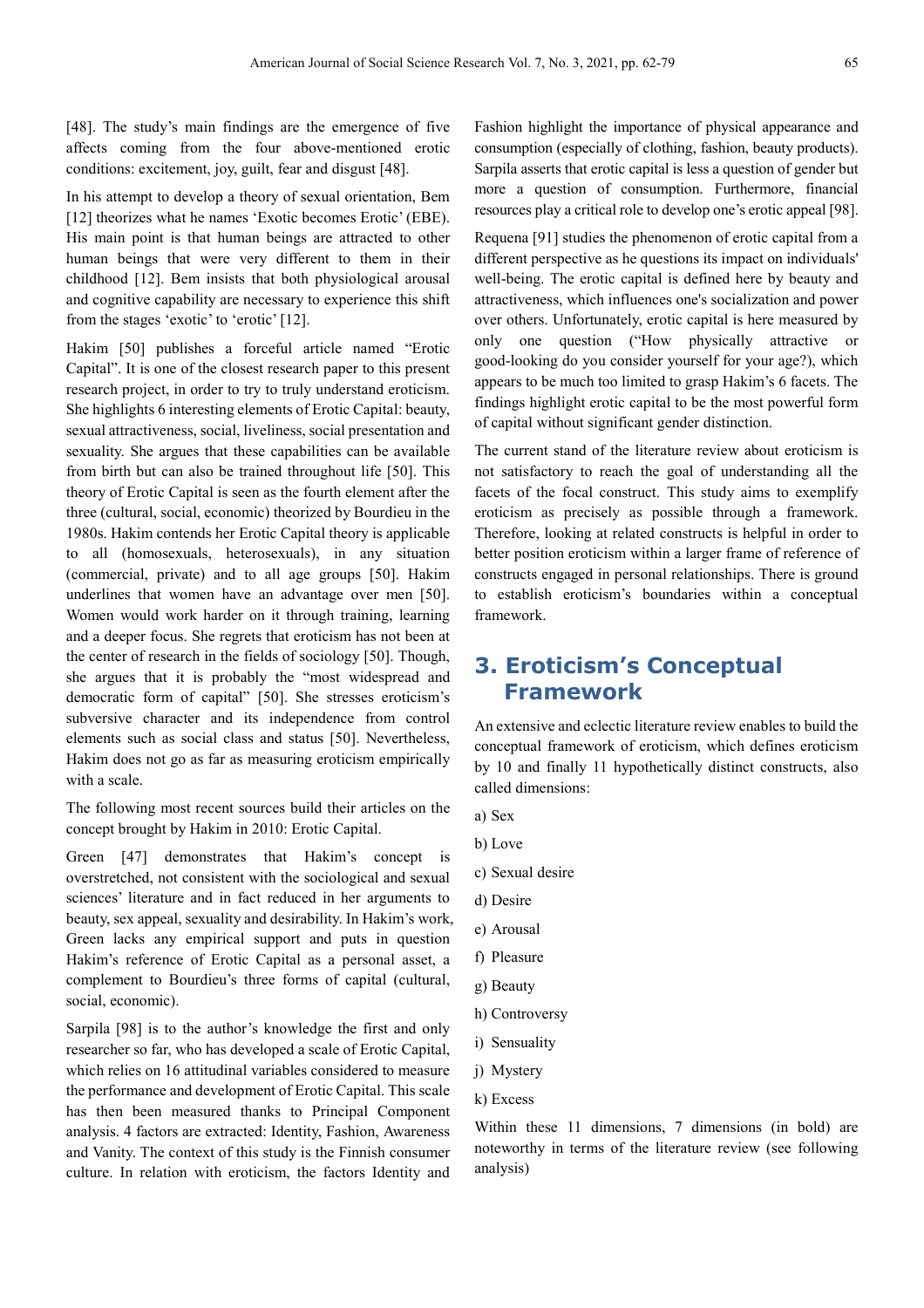[48]. The study's main findings are the emergence of five affects coming from the four above-mentioned erotic conditions: excitement, joy, guilt, fear and disgust [48].

In his attempt to develop a theory of sexual orientation, Bem [12] theorizes what he names 'Exotic becomes Erotic' (EBE). His main point is that human beings are attracted to other human beings that were very different to them in their childhood [12]. Bem insists that both physiological arousal and cognitive capability are necessary to experience this shift from the stages 'exotic' to 'erotic' [12].

Hakim [50] publishes a forceful article named "Erotic Capital". It is one of the closest research paper to this present research project, in order to try to truly understand eroticism. She highlights 6 interesting elements of Erotic Capital: beauty, sexual attractiveness, social, liveliness, social presentation and sexuality. She argues that these capabilities can be available from birth but can also be trained throughout life [50]. This theory of Erotic Capital is seen as the fourth element after the three (cultural, social, economic) theorized by Bourdieu in the 1980s. Hakim contends her Erotic Capital theory is applicable to all (homosexuals, heterosexuals), in any situation (commercial, private) and to all age groups [50]. Hakim underlines that women have an advantage over men [50]. Women would work harder on it through training, learning and a deeper focus. She regrets that eroticism has not been at the center of research in the fields of sociology [50]. Though, she argues that it is probably the "most widespread and democratic form of capital" [50]. She stresses eroticism's subversive character and its independence from control elements such as social class and status [50]. Nevertheless, Hakim does not go as far as measuring eroticism empirically with a scale.

The following most recent sources build their articles on the concept brought by Hakim in 2010: Erotic Capital.

Green [47] demonstrates that Hakim's concept is overstretched, not consistent with the sociological and sexual sciences' literature and in fact reduced in her arguments to beauty, sex appeal, sexuality and desirability. In Hakim's work, Green lacks any empirical support and puts in question Hakim's reference of Erotic Capital as a personal asset, a complement to Bourdieu's three forms of capital (cultural, social, economic).

Sarpila [98] is to the author's knowledge the first and only researcher so far, who has developed a scale of Erotic Capital, which relies on 16 attitudinal variables considered to measure the performance and development of Erotic Capital. This scale has then been measured thanks to Principal Component analysis. 4 factors are extracted: Identity, Fashion, Awareness and Vanity. The context of this study is the Finnish consumer culture. In relation with eroticism, the factors Identity and Fashion highlight the importance of physical appearance and consumption (especially of clothing, fashion, beauty products). Sarpila asserts that erotic capital is less a question of gender but more a question of consumption. Furthermore, financial resources play a critical role to develop one's erotic appeal [98].

Requena [91] studies the phenomenon of erotic capital from a different perspective as he questions its impact on individuals' well-being. The erotic capital is defined here by beauty and attractiveness, which influences one's socialization and power over others. Unfortunately, erotic capital is here measured by only one question ("How physically attractive or good-looking do you consider yourself for your age?), which appears to be much too limited to grasp Hakim's 6 facets. The findings highlight erotic capital to be the most powerful form of capital without significant gender distinction.

The current stand of the literature review about eroticism is not satisfactory to reach the goal of understanding all the facets of the focal construct. This study aims to exemplify eroticism as precisely as possible through a framework. Therefore, looking at related constructs is helpful in order to better position eroticism within a larger frame of reference of constructs engaged in personal relationships. There is ground to establish eroticism's boundaries within a conceptual framework.

## 3. Eroticism's Conceptual Framework

An extensive and eclectic literature review enables to build the conceptual framework of eroticism, which defines eroticism by 10 and finally 11 hypothetically distinct constructs, also called dimensions:

a) Sex

b) Love

c) Sexual desire

d) Desire

e) Arousal

f) Pleasure

g) Beauty

h) Controversy

i) Sensuality

j) Mystery

k) Excess

Within these 11 dimensions, 7 dimensions (in bold) are noteworthy in terms of the literature review (see following analysis)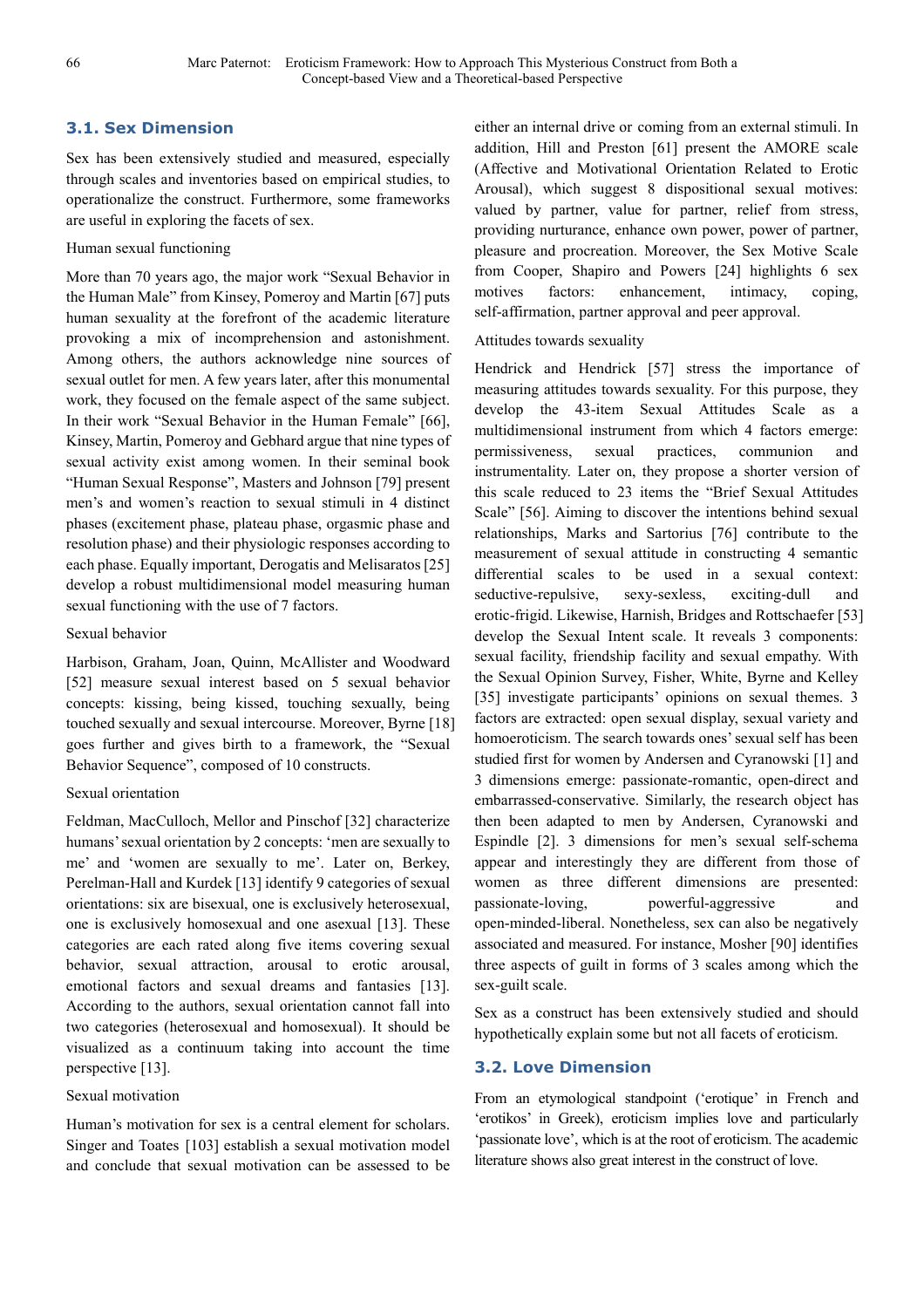### 3.1. Sex Dimension

Sex has been extensively studied and measured, especially through scales and inventories based on empirical studies, to operationalize the construct. Furthermore, some frameworks are useful in exploring the facets of sex.

Human sexual functioning

More than 70 years ago, the major work "Sexual Behavior in the Human Male" from Kinsey, Pomeroy and Martin [67] puts human sexuality at the forefront of the academic literature provoking a mix of incomprehension and astonishment. Among others, the authors acknowledge nine sources of sexual outlet for men. A few years later, after this monumental work, they focused on the female aspect of the same subject. In their work "Sexual Behavior in the Human Female" [66], Kinsey, Martin, Pomeroy and Gebhard argue that nine types of sexual activity exist among women. In their seminal book "Human Sexual Response", Masters and Johnson [79] present men's and women's reaction to sexual stimuli in 4 distinct phases (excitement phase, plateau phase, orgasmic phase and resolution phase) and their physiologic responses according to each phase. Equally important, Derogatis and Melisaratos [25] develop a robust multidimensional model measuring human sexual functioning with the use of 7 factors.

Sexual behavior

Harbison, Graham, Joan, Quinn, McAllister and Woodward [52] measure sexual interest based on 5 sexual behavior concepts: kissing, being kissed, touching sexually, being touched sexually and sexual intercourse. Moreover, Byrne [18] goes further and gives birth to a framework, the "Sexual Behavior Sequence", composed of 10 constructs.

Sexual orientation

Feldman, MacCulloch, Mellor and Pinschof [32] characterize humans' sexual orientation by 2 concepts: 'men are sexually to me' and 'women are sexually to me'. Later on, Berkey, Perelman-Hall and Kurdek [13] identify 9 categories of sexual orientations: six are bisexual, one is exclusively heterosexual, one is exclusively homosexual and one asexual [13]. These categories are each rated along five items covering sexual behavior, sexual attraction, arousal to erotic arousal, emotional factors and sexual dreams and fantasies [13]. According to the authors, sexual orientation cannot fall into two categories (heterosexual and homosexual). It should be visualized as a continuum taking into account the time perspective [13].

Sexual motivation

Human's motivation for sex is a central element for scholars. Singer and Toates [103] establish a sexual motivation model and conclude that sexual motivation can be assessed to be either an internal drive or coming from an external stimuli. In addition, Hill and Preston [61] present the AMORE scale (Affective and Motivational Orientation Related to Erotic Arousal), which suggest 8 dispositional sexual motives: valued by partner, value for partner, relief from stress, providing nurturance, enhance own power, power of partner, pleasure and procreation. Moreover, the Sex Motive Scale from Cooper, Shapiro and Powers [24] highlights 6 sex motives factors: enhancement, intimacy, coping, self-affirmation, partner approval and peer approval.

Attitudes towards sexuality

Hendrick and Hendrick [57] stress the importance of measuring attitudes towards sexuality. For this purpose, they develop the 43-item Sexual Attitudes Scale as a multidimensional instrument from which 4 factors emerge: permissiveness, sexual practices, communion and instrumentality. Later on, they propose a shorter version of this scale reduced to 23 items the "Brief Sexual Attitudes Scale" [56]. Aiming to discover the intentions behind sexual relationships, Marks and Sartorius [76] contribute to the measurement of sexual attitude in constructing 4 semantic differential scales to be used in a sexual context: seductive-repulsive, sexy-sexless, exciting-dull and erotic-frigid. Likewise, Harnish, Bridges and Rottschaefer [53] develop the Sexual Intent scale. It reveals 3 components: sexual facility, friendship facility and sexual empathy. With the Sexual Opinion Survey, Fisher, White, Byrne and Kelley [35] investigate participants' opinions on sexual themes. 3 factors are extracted: open sexual display, sexual variety and homoeroticism. The search towards ones' sexual self has been studied first for women by Andersen and Cyranowski [1] and 3 dimensions emerge: passionate-romantic, open-direct and embarrassed-conservative. Similarly, the research object has then been adapted to men by Andersen, Cyranowski and Espindle [2]. 3 dimensions for men's sexual self-schema appear and interestingly they are different from those of women as three different dimensions are presented: passionate-loving, powerful-aggressive and open-minded-liberal. Nonetheless, sex can also be negatively associated and measured. For instance, Mosher [90] identifies three aspects of guilt in forms of 3 scales among which the sex-guilt scale.

Sex as a construct has been extensively studied and should hypothetically explain some but not all facets of eroticism.

### 3.2. Love Dimension

From an etymological standpoint ('erotique' in French and 'erotikos' in Greek), eroticism implies love and particularly 'passionate love', which is at the root of eroticism. The academic literature shows also great interest in the construct of love.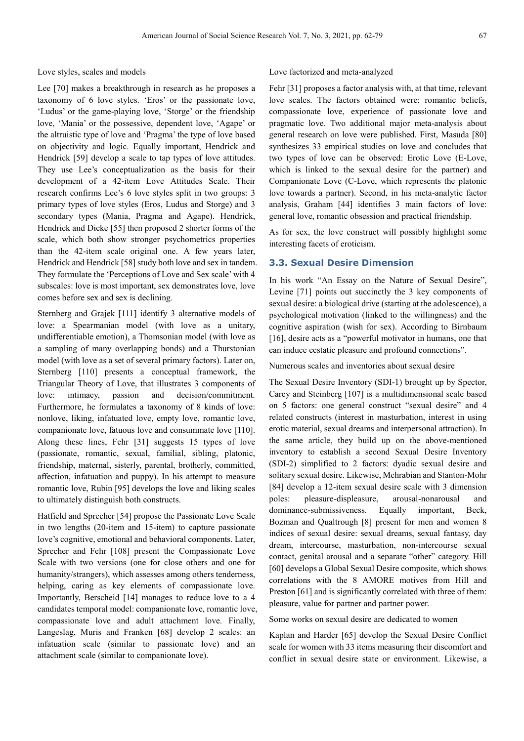Love styles, scales and models

Lee [70] makes a breakthrough in research as he proposes a taxonomy of 6 love styles. 'Eros' or the passionate love, 'Ludus' or the game-playing love, 'Storge' or the friendship love, 'Mania' or the possessive, dependent love, 'Agape' or the altruistic type of love and 'Pragma' the type of love based on objectivity and logic. Equally important, Hendrick and Hendrick [59] develop a scale to tap types of love attitudes. They use Lee's conceptualization as the basis for their development of a 42-item Love Attitudes Scale. Their research confirms Lee's 6 love styles split in two groups: 3 primary types of love styles (Eros, Ludus and Storge) and 3 secondary types (Mania, Pragma and Agape). Hendrick, Hendrick and Dicke [55] then proposed 2 shorter forms of the scale, which both show stronger psychometrics properties than the 42-item scale original one. A few years later, Hendrick and Hendrick [58] study both love and sex in tandem. They formulate the 'Perceptions of Love and Sex scale' with 4 subscales: love is most important, sex demonstrates love, love comes before sex and sex is declining.

Sternberg and Grajek [111] identify 3 alternative models of love: a Spearmanian model (with love as a unitary, undifferentiable emotion), a Thomsonian model (with love as a sampling of many overlapping bonds) and a Thurstonian model (with love as a set of several primary factors). Later on, Sternberg [110] presents a conceptual framework, the Triangular Theory of Love, that illustrates 3 components of love: intimacy, passion and decision/commitment. Furthermore, he formulates a taxonomy of 8 kinds of love: nonlove, liking, infatuated love, empty love, romantic love, companionate love, fatuous love and consummate love [110]. Along these lines, Fehr [31] suggests 15 types of love (passionate, romantic, sexual, familial, sibling, platonic, friendship, maternal, sisterly, parental, brotherly, committed, affection, infatuation and puppy). In his attempt to measure romantic love, Rubin [95] develops the love and liking scales to ultimately distinguish both constructs.

Hatfield and Sprecher [54] propose the Passionate Love Scale in two lengths (20-item and 15-item) to capture passionate love's cognitive, emotional and behavioral components. Later, Sprecher and Fehr [108] present the Compassionate Love Scale with two versions (one for close others and one for humanity/strangers), which assesses among others tenderness, helping, caring as key elements of compassionate love. Importantly, Berscheid [14] manages to reduce love to a 4 candidates temporal model: companionate love, romantic love, compassionate love and adult attachment love. Finally, Langeslag, Muris and Franken [68] develop 2 scales: an infatuation scale (similar to passionate love) and an attachment scale (similar to companionate love).

Love factorized and meta-analyzed

Fehr [31] proposes a factor analysis with, at that time, relevant love scales. The factors obtained were: romantic beliefs, compassionate love, experience of passionate love and pragmatic love. Two additional major meta-analysis about general research on love were published. First, Masuda [80] synthesizes 33 empirical studies on love and concludes that two types of love can be observed: Erotic Love (E-Love, which is linked to the sexual desire for the partner) and Companionate Love (C-Love, which represents the platonic love towards a partner). Second, in his meta-analytic factor analysis, Graham [44] identifies 3 main factors of love: general love, romantic obsession and practical friendship.

As for sex, the love construct will possibly highlight some interesting facets of eroticism.

### 3.3. Sexual Desire Dimension

In his work "An Essay on the Nature of Sexual Desire", Levine [71] points out succinctly the 3 key components of sexual desire: a biological drive (starting at the adolescence), a psychological motivation (linked to the willingness) and the cognitive aspiration (wish for sex). According to Birnbaum [16], desire acts as a "powerful motivator in humans, one that can induce ecstatic pleasure and profound connections".

Numerous scales and inventories about sexual desire

The Sexual Desire Inventory (SDI-1) brought up by Spector, Carey and Steinberg [107] is a multidimensional scale based on 5 factors: one general construct "sexual desire" and 4 related constructs (interest in masturbation, interest in using erotic material, sexual dreams and interpersonal attraction). In the same article, they build up on the above-mentioned inventory to establish a second Sexual Desire Inventory (SDI-2) simplified to 2 factors: dyadic sexual desire and solitary sexual desire. Likewise, Mehrabian and Stanton-Mohr [84] develop a 12-item sexual desire scale with 3 dimension poles: pleasure-displeasure, arousal-nonarousal and dominance-submissiveness. Equally important, Beck, Bozman and Qualtrough [8] present for men and women 8 indices of sexual desire: sexual dreams, sexual fantasy, day dream, intercourse, masturbation, non-intercourse sexual contact, genital arousal and a separate "other" category. Hill [60] develops a Global Sexual Desire composite, which shows correlations with the 8 AMORE motives from Hill and Preston [61] and is significantly correlated with three of them: pleasure, value for partner and partner power.

Some works on sexual desire are dedicated to women

Kaplan and Harder [65] develop the Sexual Desire Conflict scale for women with 33 items measuring their discomfort and conflict in sexual desire state or environment. Likewise, a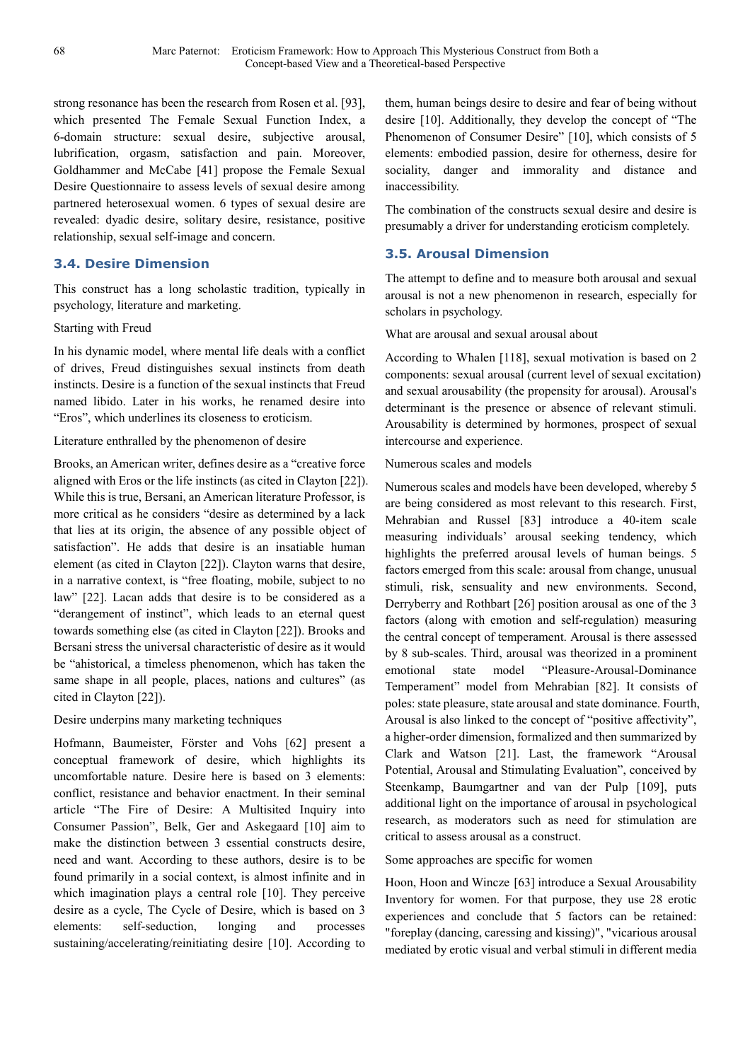strong resonance has been the research from Rosen et al. [93], which presented The Female Sexual Function Index, a 6-domain structure: sexual desire, subjective arousal, lubrification, orgasm, satisfaction and pain. Moreover, Goldhammer and McCabe [41] propose the Female Sexual Desire Questionnaire to assess levels of sexual desire among partnered heterosexual women. 6 types of sexual desire are revealed: dyadic desire, solitary desire, resistance, positive relationship, sexual self-image and concern.

### 3.4. Desire Dimension

This construct has a long scholastic tradition, typically in psychology, literature and marketing.

Starting with Freud

In his dynamic model, where mental life deals with a conflict of drives, Freud distinguishes sexual instincts from death instincts. Desire is a function of the sexual instincts that Freud named libido. Later in his works, he renamed desire into "Eros", which underlines its closeness to eroticism.

Literature enthralled by the phenomenon of desire

Brooks, an American writer, defines desire as a "creative force aligned with Eros or the life instincts (as cited in Clayton [22]). While this is true, Bersani, an American literature Professor, is more critical as he considers "desire as determined by a lack that lies at its origin, the absence of any possible object of satisfaction". He adds that desire is an insatiable human element (as cited in Clayton [22]). Clayton warns that desire, in a narrative context, is "free floating, mobile, subject to no law" [22]. Lacan adds that desire is to be considered as a "derangement of instinct", which leads to an eternal quest towards something else (as cited in Clayton [22]). Brooks and Bersani stress the universal characteristic of desire as it would be "ahistorical, a timeless phenomenon, which has taken the same shape in all people, places, nations and cultures" (as cited in Clayton [22]).

Desire underpins many marketing techniques

Hofmann, Baumeister, Förster and Vohs [62] present a conceptual framework of desire, which highlights its uncomfortable nature. Desire here is based on 3 elements: conflict, resistance and behavior enactment. In their seminal article "The Fire of Desire: A Multisited Inquiry into Consumer Passion", Belk, Ger and Askegaard [10] aim to make the distinction between 3 essential constructs desire, need and want. According to these authors, desire is to be found primarily in a social context, is almost infinite and in which imagination plays a central role [10]. They perceive desire as a cycle, The Cycle of Desire, which is based on 3 elements: self-seduction, longing and processes sustaining/accelerating/reinitiating desire [10]. According to them, human beings desire to desire and fear of being without desire [10]. Additionally, they develop the concept of "The Phenomenon of Consumer Desire" [10], which consists of 5 elements: embodied passion, desire for otherness, desire for sociality, danger and immorality and distance and inaccessibility.

The combination of the constructs sexual desire and desire is presumably a driver for understanding eroticism completely.

### 3.5. Arousal Dimension

The attempt to define and to measure both arousal and sexual arousal is not a new phenomenon in research, especially for scholars in psychology.

What are arousal and sexual arousal about

According to Whalen [118], sexual motivation is based on 2 components: sexual arousal (current level of sexual excitation) and sexual arousability (the propensity for arousal). Arousal's determinant is the presence or absence of relevant stimuli. Arousability is determined by hormones, prospect of sexual intercourse and experience.

Numerous scales and models

Numerous scales and models have been developed, whereby 5 are being considered as most relevant to this research. First, Mehrabian and Russel [83] introduce a 40-item scale measuring individuals' arousal seeking tendency, which highlights the preferred arousal levels of human beings. 5 factors emerged from this scale: arousal from change, unusual stimuli, risk, sensuality and new environments. Second, Derryberry and Rothbart [26] position arousal as one of the 3 factors (along with emotion and self-regulation) measuring the central concept of temperament. Arousal is there assessed by 8 sub-scales. Third, arousal was theorized in a prominent emotional state model "Pleasure-Arousal-Dominance Temperament" model from Mehrabian [82]. It consists of poles: state pleasure, state arousal and state dominance. Fourth, Arousal is also linked to the concept of "positive affectivity", a higher-order dimension, formalized and then summarized by Clark and Watson [21]. Last, the framework "Arousal Potential, Arousal and Stimulating Evaluation", conceived by Steenkamp, Baumgartner and van der Pulp [109], puts additional light on the importance of arousal in psychological research, as moderators such as need for stimulation are critical to assess arousal as a construct.

Some approaches are specific for women

Hoon, Hoon and Wincze [63] introduce a Sexual Arousability Inventory for women. For that purpose, they use 28 erotic experiences and conclude that 5 factors can be retained: "foreplay (dancing, caressing and kissing)", "vicarious arousal mediated by erotic visual and verbal stimuli in different media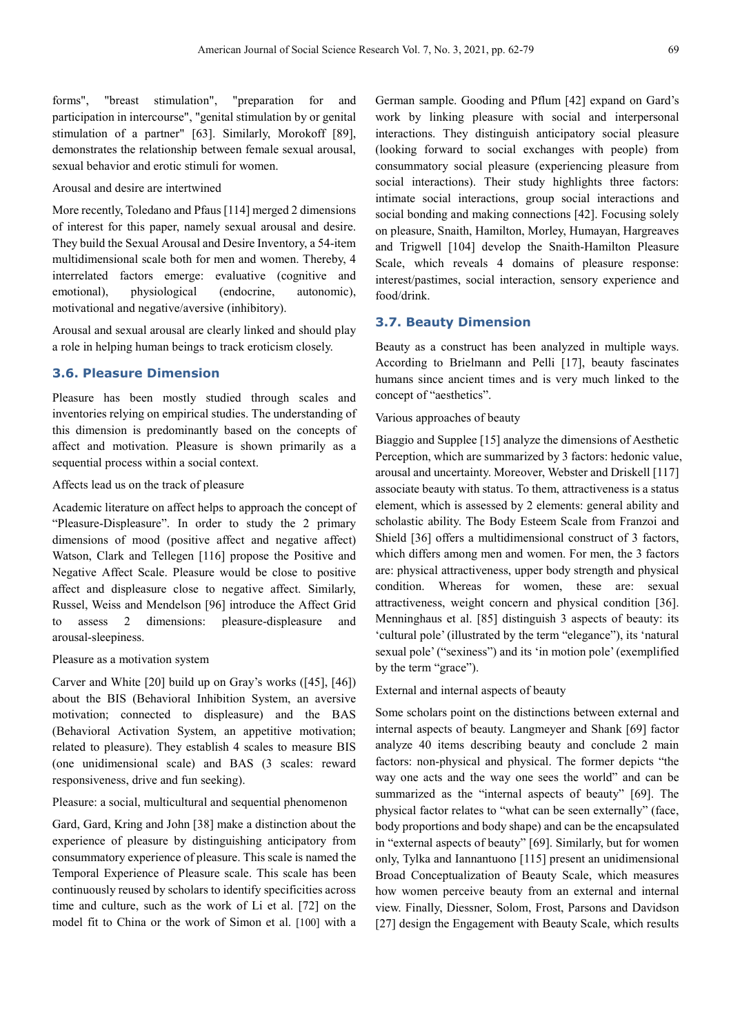forms", "breast stimulation", "preparation for and participation in intercourse", "genital stimulation by or genital stimulation of a partner" [63]. Similarly, Morokoff [89], demonstrates the relationship between female sexual arousal, sexual behavior and erotic stimuli for women.

Arousal and desire are intertwined

More recently, Toledano and Pfaus [114] merged 2 dimensions of interest for this paper, namely sexual arousal and desire. They build the Sexual Arousal and Desire Inventory, a 54-item multidimensional scale both for men and women. Thereby, 4 interrelated factors emerge: evaluative (cognitive and emotional), physiological (endocrine, autonomic), motivational and negative/aversive (inhibitory).

Arousal and sexual arousal are clearly linked and should play a role in helping human beings to track eroticism closely.

### 3.6. Pleasure Dimension

Pleasure has been mostly studied through scales and inventories relying on empirical studies. The understanding of this dimension is predominantly based on the concepts of affect and motivation. Pleasure is shown primarily as a sequential process within a social context.

Affects lead us on the track of pleasure

Academic literature on affect helps to approach the concept of "Pleasure-Displeasure". In order to study the 2 primary dimensions of mood (positive affect and negative affect) Watson, Clark and Tellegen [116] propose the Positive and Negative Affect Scale. Pleasure would be close to positive affect and displeasure close to negative affect. Similarly, Russel, Weiss and Mendelson [96] introduce the Affect Grid to assess 2 dimensions: pleasure-displeasure and arousal-sleepiness.

Pleasure as a motivation system

Carver and White [20] build up on Gray's works ([45], [46]) about the BIS (Behavioral Inhibition System, an aversive motivation; connected to displeasure) and the BAS (Behavioral Activation System, an appetitive motivation; related to pleasure). They establish 4 scales to measure BIS (one unidimensional scale) and BAS (3 scales: reward responsiveness, drive and fun seeking).

Pleasure: a social, multicultural and sequential phenomenon

Gard, Gard, Kring and John [38] make a distinction about the experience of pleasure by distinguishing anticipatory from consummatory experience of pleasure. This scale is named the Temporal Experience of Pleasure scale. This scale has been continuously reused by scholars to identify specificities across time and culture, such as the work of Li et al. [72] on the model fit to China or the work of Simon et al. [100] with a German sample. Gooding and Pflum [42] expand on Gard's work by linking pleasure with social and interpersonal interactions. They distinguish anticipatory social pleasure (looking forward to social exchanges with people) from consummatory social pleasure (experiencing pleasure from social interactions). Their study highlights three factors: intimate social interactions, group social interactions and social bonding and making connections [42]. Focusing solely on pleasure, Snaith, Hamilton, Morley, Humayan, Hargreaves and Trigwell [104] develop the Snaith-Hamilton Pleasure Scale, which reveals 4 domains of pleasure response: interest/pastimes, social interaction, sensory experience and food/drink.

### 3.7. Beauty Dimension

Beauty as a construct has been analyzed in multiple ways. According to Brielmann and Pelli [17], beauty fascinates humans since ancient times and is very much linked to the concept of "aesthetics".

Various approaches of beauty

Biaggio and Supplee [15] analyze the dimensions of Aesthetic Perception, which are summarized by 3 factors: hedonic value, arousal and uncertainty. Moreover, Webster and Driskell [117] associate beauty with status. To them, attractiveness is a status element, which is assessed by 2 elements: general ability and scholastic ability. The Body Esteem Scale from Franzoi and Shield [36] offers a multidimensional construct of 3 factors, which differs among men and women. For men, the 3 factors are: physical attractiveness, upper body strength and physical condition. Whereas for women, these are: sexual attractiveness, weight concern and physical condition [36]. Menninghaus et al. [85] distinguish 3 aspects of beauty: its 'cultural pole' (illustrated by the term "elegance"), its 'natural sexual pole' ("sexiness") and its 'in motion pole' (exemplified by the term "grace").

External and internal aspects of beauty

Some scholars point on the distinctions between external and internal aspects of beauty. Langmeyer and Shank [69] factor analyze 40 items describing beauty and conclude 2 main factors: non-physical and physical. The former depicts "the way one acts and the way one sees the world" and can be summarized as the "internal aspects of beauty" [69]. The physical factor relates to "what can be seen externally" (face, body proportions and body shape) and can be the encapsulated in "external aspects of beauty" [69]. Similarly, but for women only, Tylka and Iannantuono [115] present an unidimensional Broad Conceptualization of Beauty Scale, which measures how women perceive beauty from an external and internal view. Finally, Diessner, Solom, Frost, Parsons and Davidson [27] design the Engagement with Beauty Scale, which results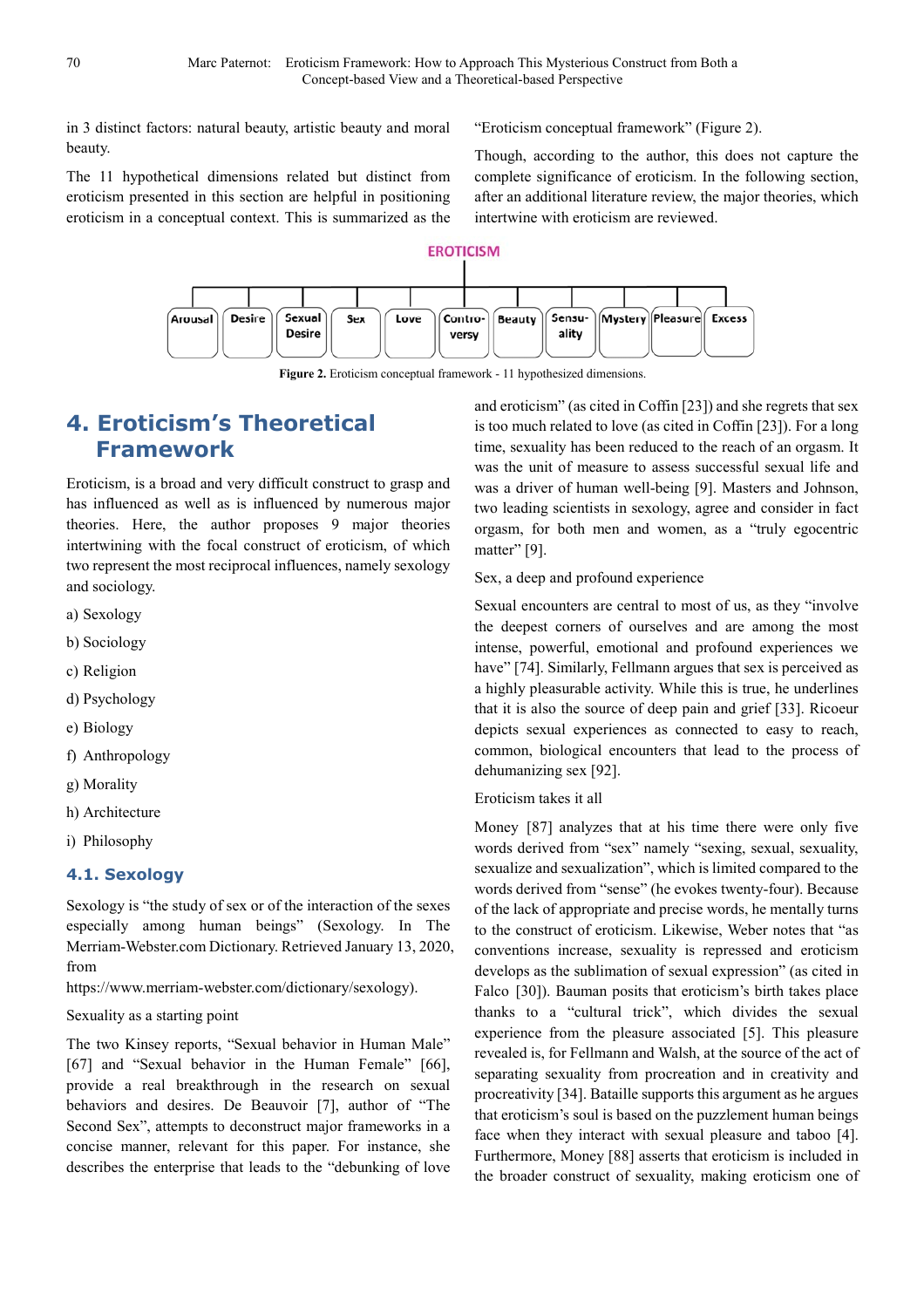in 3 distinct factors: natural beauty, artistic beauty and moral beauty.

The 11 hypothetical dimensions related but distinct from eroticism presented in this section are helpful in positioning eroticism in a conceptual context. This is summarized as the "Eroticism conceptual framework" (Figure 2).

Though, according to the author, this does not capture the complete significance of eroticism. In the following section, after an additional literature review, the major theories, which intertwine with eroticism are reviewed.

EROTICISM

Arousal
Desire
Sexual Desire
Sex
Love
Contro-versy
Beauty
Sensu-ality
Mystery
Pleasure
Excess

**Figure 2.** Eroticism conceptual framework - 11 hypothesized dimensions.

## 4. Eroticism's Theoretical Framework

Eroticism, is a broad and very difficult construct to grasp and has influenced as well as is influenced by numerous major theories. Here, the author proposes 9 major theories intertwining with the focal construct of eroticism, of which two represent the most reciprocal influences, namely sexology and sociology.

a) Sexology

b) Sociology

c) Religion

d) Psychology

e) Biology

f) Anthropology

g) Morality

h) Architecture

i) Philosophy

### 4.1. Sexology

Sexology is "the study of sex or of the interaction of the sexes especially among human beings" (Sexology. In The Merriam-Webster.com Dictionary. Retrieved January 13, 2020, from https://www.merriam-webster.com/dictionary/sexology).

Sexuality as a starting point

The two Kinsey reports, "Sexual behavior in Human Male" [67] and "Sexual behavior in the Human Female" [66], provide a real breakthrough in the research on sexual behaviors and desires. De Beauvoir [7], author of "The Second Sex", attempts to deconstruct major frameworks in a concise manner, relevant for this paper. For instance, she describes the enterprise that leads to the "debunking of love and eroticism" (as cited in Coffin [23]) and she regrets that sex is too much related to love (as cited in Coffin [23]). For a long time, sexuality has been reduced to the reach of an orgasm. It was the unit of measure to assess successful sexual life and was a driver of human well-being [9]. Masters and Johnson, two leading scientists in sexology, agree and consider in fact orgasm, for both men and women, as a "truly egocentric matter" [9].

Sex, a deep and profound experience

Sexual encounters are central to most of us, as they "involve the deepest corners of ourselves and are among the most intense, powerful, emotional and profound experiences we have" [74]. Similarly, Fellmann argues that sex is perceived as a highly pleasurable activity. While this is true, he underlines that it is also the source of deep pain and grief [33]. Ricoeur depicts sexual experiences as connected to easy to reach, common, biological encounters that lead to the process of dehumanizing sex [92].

Eroticism takes it all

Money [87] analyzes that at his time there were only five words derived from "sex" namely "sexing, sexual, sexuality, sexualize and sexualization", which is limited compared to the words derived from "sense" (he evokes twenty-four). Because of the lack of appropriate and precise words, he mentally turns to the construct of eroticism. Likewise, Weber notes that "as conventions increase, sexuality is repressed and eroticism develops as the sublimation of sexual expression" (as cited in Falco [30]). Bauman posits that eroticism's birth takes place thanks to a "cultural trick", which divides the sexual experience from the pleasure associated [5]. This pleasure revealed is, for Fellmann and Walsh, at the source of the act of separating sexuality from procreation and in creativity and procreativity [34]. Bataille supports this argument as he argues that eroticism's soul is based on the puzzlement human beings face when they interact with sexual pleasure and taboo [4]. Furthermore, Money [88] asserts that eroticism is included in the broader construct of sexuality, making eroticism one of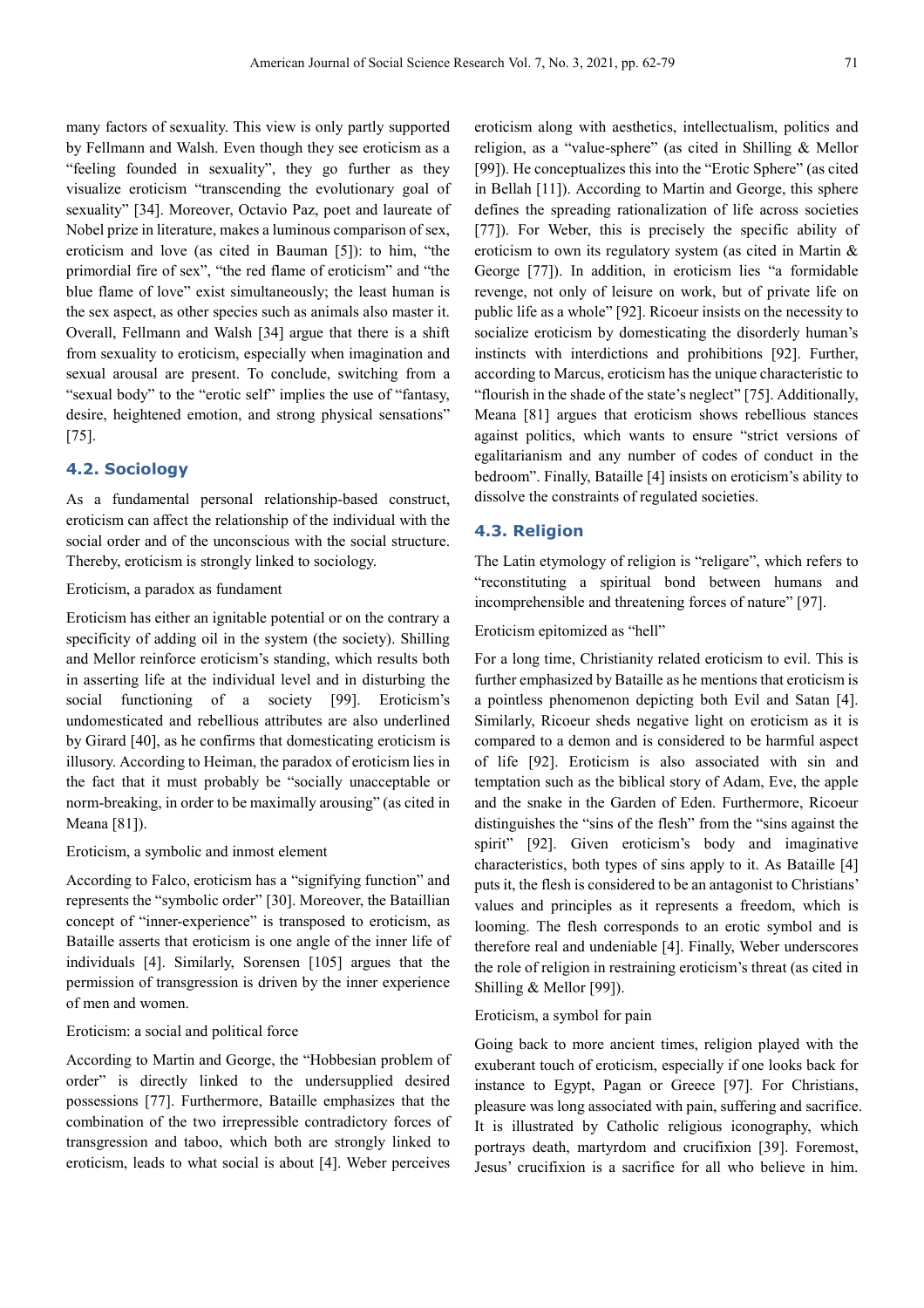many factors of sexuality. This view is only partly supported by Fellmann and Walsh. Even though they see eroticism as a "feeling founded in sexuality", they go further as they visualize eroticism "transcending the evolutionary goal of sexuality" [34]. Moreover, Octavio Paz, poet and laureate of Nobel prize in literature, makes a luminous comparison of sex, eroticism and love (as cited in Bauman [5]): to him, "the primordial fire of sex", "the red flame of eroticism" and "the blue flame of love" exist simultaneously; the least human is the sex aspect, as other species such as animals also master it. Overall, Fellmann and Walsh [34] argue that there is a shift from sexuality to eroticism, especially when imagination and sexual arousal are present. To conclude, switching from a "sexual body" to the "erotic self" implies the use of "fantasy, desire, heightened emotion, and strong physical sensations" [75].

### 4.2. Sociology

As a fundamental personal relationship-based construct, eroticism can affect the relationship of the individual with the social order and of the unconscious with the social structure. Thereby, eroticism is strongly linked to sociology.

Eroticism, a paradox as fundament

Eroticism has either an ignitable potential or on the contrary a specificity of adding oil in the system (the society). Shilling and Mellor reinforce eroticism's standing, which results both in asserting life at the individual level and in disturbing the social functioning of a society [99]. Eroticism's undomesticated and rebellious attributes are also underlined by Girard [40], as he confirms that domesticating eroticism is illusory. According to Heiman, the paradox of eroticism lies in the fact that it must probably be "socially unacceptable or norm-breaking, in order to be maximally arousing" (as cited in Meana [81]).

Eroticism, a symbolic and inmost element

According to Falco, eroticism has a "signifying function" and represents the "symbolic order" [30]. Moreover, the Bataillian concept of "inner-experience" is transposed to eroticism, as Bataille asserts that eroticism is one angle of the inner life of individuals [4]. Similarly, Sorensen [105] argues that the permission of transgression is driven by the inner experience of men and women.

Eroticism: a social and political force

According to Martin and George, the "Hobbesian problem of order" is directly linked to the undersupplied desired possessions [77]. Furthermore, Bataille emphasizes that the combination of the two irrepressible contradictory forces of transgression and taboo, which both are strongly linked to eroticism, leads to what social is about [4]. Weber perceives eroticism along with aesthetics, intellectualism, politics and religion, as a "value-sphere" (as cited in Shilling & Mellor [99]). He conceptualizes this into the "Erotic Sphere" (as cited in Bellah [11]). According to Martin and George, this sphere defines the spreading rationalization of life across societies [77]). For Weber, this is precisely the specific ability of eroticism to own its regulatory system (as cited in Martin & George [77]). In addition, in eroticism lies "a formidable revenge, not only of leisure on work, but of private life on public life as a whole" [92]. Ricoeur insists on the necessity to socialize eroticism by domesticating the disorderly human's instincts with interdictions and prohibitions [92]. Further, according to Marcus, eroticism has the unique characteristic to "flourish in the shade of the state's neglect" [75]. Additionally, Meana [81] argues that eroticism shows rebellious stances against politics, which wants to ensure "strict versions of egalitarianism and any number of codes of conduct in the bedroom". Finally, Bataille [4] insists on eroticism's ability to dissolve the constraints of regulated societies.

### 4.3. Religion

The Latin etymology of religion is "religare", which refers to "reconstituting a spiritual bond between humans and incomprehensible and threatening forces of nature" [97].

Eroticism epitomized as "hell"

For a long time, Christianity related eroticism to evil. This is further emphasized by Bataille as he mentions that eroticism is a pointless phenomenon depicting both Evil and Satan [4]. Similarly, Ricoeur sheds negative light on eroticism as it is compared to a demon and is considered to be harmful aspect of life [92]. Eroticism is also associated with sin and temptation such as the biblical story of Adam, Eve, the apple and the snake in the Garden of Eden. Furthermore, Ricoeur distinguishes the "sins of the flesh" from the "sins against the spirit" [92]. Given eroticism's body and imaginative characteristics, both types of sins apply to it. As Bataille [4] puts it, the flesh is considered to be an antagonist to Christians' values and principles as it represents a freedom, which is looming. The flesh corresponds to an erotic symbol and is therefore real and undeniable [4]. Finally, Weber underscores the role of religion in restraining eroticism's threat (as cited in Shilling & Mellor [99]).

Eroticism, a symbol for pain

Going back to more ancient times, religion played with the exuberant touch of eroticism, especially if one looks back for instance to Egypt, Pagan or Greece [97]. For Christians, pleasure was long associated with pain, suffering and sacrifice. It is illustrated by Catholic religious iconography, which portrays death, martyrdom and crucifixion [39]. Foremost, Jesus' crucifixion is a sacrifice for all who believe in him.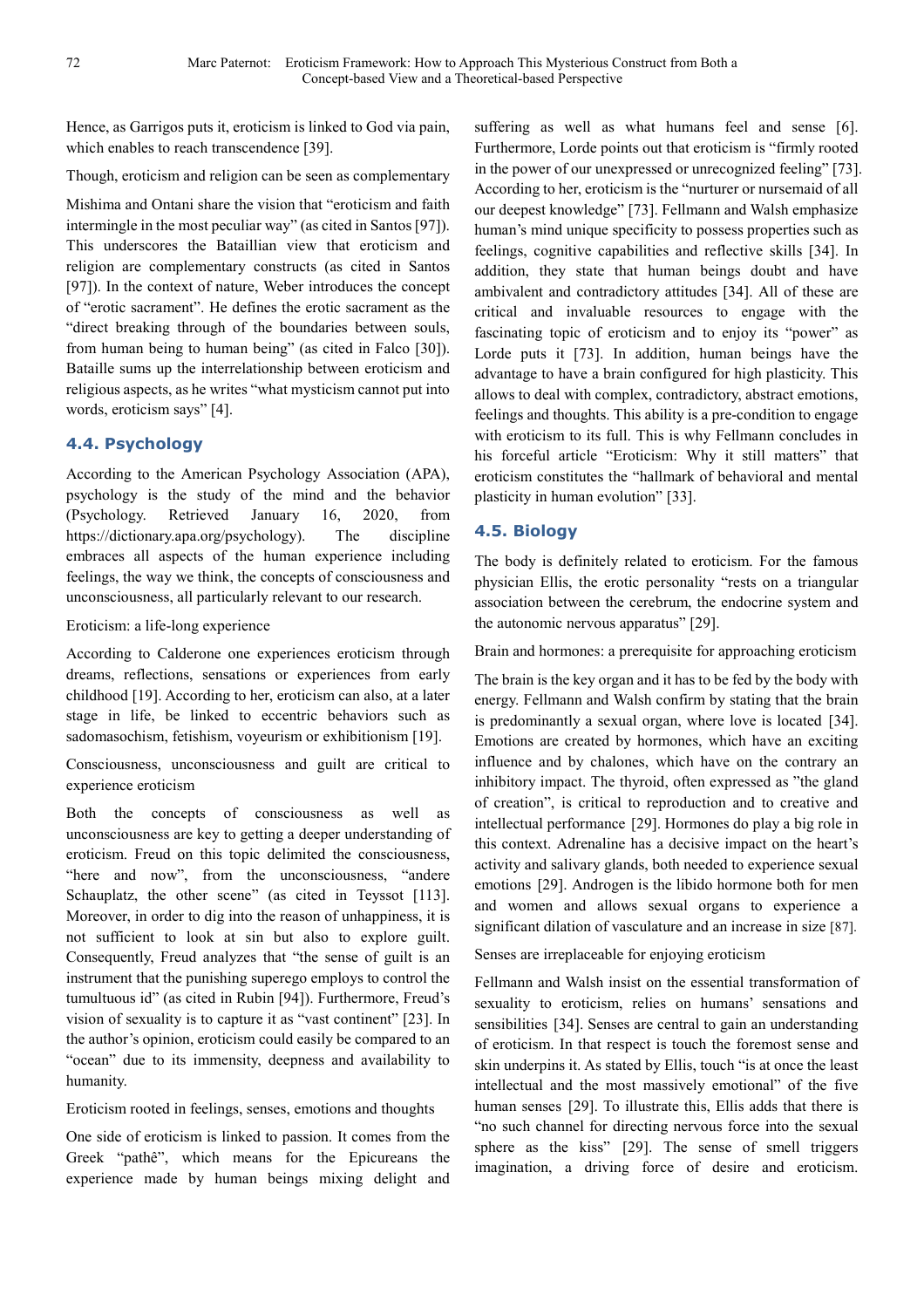Hence, as Garrigos puts it, eroticism is linked to God via pain, which enables to reach transcendence [39].

Though, eroticism and religion can be seen as complementary

Mishima and Ontani share the vision that "eroticism and faith intermingle in the most peculiar way" (as cited in Santos [97]). This underscores the Bataillian view that eroticism and religion are complementary constructs (as cited in Santos [97]). In the context of nature, Weber introduces the concept of "erotic sacrament". He defines the erotic sacrament as the "direct breaking through of the boundaries between souls, from human being to human being" (as cited in Falco [30]). Bataille sums up the interrelationship between eroticism and religious aspects, as he writes "what mysticism cannot put into words, eroticism says" [4].

## 4.4. Psychology

According to the American Psychology Association (APA), psychology is the study of the mind and the behavior (Psychology. Retrieved January 16, 2020, from https://dictionary.apa.org/psychology). The discipline embraces all aspects of the human experience including feelings, the way we think, the concepts of consciousness and unconsciousness, all particularly relevant to our research.

Eroticism: a life-long experience

According to Calderone one experiences eroticism through dreams, reflections, sensations or experiences from early childhood [19]. According to her, eroticism can also, at a later stage in life, be linked to eccentric behaviors such as sadomasochism, fetishism, voyeurism or exhibitionism [19].

Consciousness, unconsciousness and guilt are critical to experience eroticism

Both the concepts of consciousness as well as unconsciousness are key to getting a deeper understanding of eroticism. Freud on this topic delimited the consciousness, "here and now", from the unconsciousness, "andere Schauplatz, the other scene" (as cited in Teyssot [113]. Moreover, in order to dig into the reason of unhappiness, it is not sufficient to look at sin but also to explore guilt. Consequently, Freud analyzes that "the sense of guilt is an instrument that the punishing superego employs to control the tumultuous id" (as cited in Rubin [94]). Furthermore, Freud's vision of sexuality is to capture it as "vast continent" [23]. In the author's opinion, eroticism could easily be compared to an "ocean" due to its immensity, deepness and availability to humanity.

Eroticism rooted in feelings, senses, emotions and thoughts

One side of eroticism is linked to passion. It comes from the Greek "pathê", which means for the Epicureans the experience made by human beings mixing delight and suffering as well as what humans feel and sense [6]. Furthermore, Lorde points out that eroticism is "firmly rooted in the power of our unexpressed or unrecognized feeling" [73]. According to her, eroticism is the "nurturer or nursemaid of all our deepest knowledge" [73]. Fellmann and Walsh emphasize human's mind unique specificity to possess properties such as feelings, cognitive capabilities and reflective skills [34]. In addition, they state that human beings doubt and have ambivalent and contradictory attitudes [34]. All of these are critical and invaluable resources to engage with the fascinating topic of eroticism and to enjoy its "power" as Lorde puts it [73]. In addition, human beings have the advantage to have a brain configured for high plasticity. This allows to deal with complex, contradictory, abstract emotions, feelings and thoughts. This ability is a pre-condition to engage with eroticism to its full. This is why Fellmann concludes in his forceful article "Eroticism: Why it still matters" that eroticism constitutes the "hallmark of behavioral and mental plasticity in human evolution" [33].

## 4.5. Biology

The body is definitely related to eroticism. For the famous physician Ellis, the erotic personality "rests on a triangular association between the cerebrum, the endocrine system and the autonomic nervous apparatus" [29].

Brain and hormones: a prerequisite for approaching eroticism

The brain is the key organ and it has to be fed by the body with energy. Fellmann and Walsh confirm by stating that the brain is predominantly a sexual organ, where love is located [34]. Emotions are created by hormones, which have an exciting influence and by chalones, which have on the contrary an inhibitory impact. The thyroid, often expressed as "the gland of creation", is critical to reproduction and to creative and intellectual performance [29]. Hormones do play a big role in this context. Adrenaline has a decisive impact on the heart's activity and salivary glands, both needed to experience sexual emotions [29]. Androgen is the libido hormone both for men and women and allows sexual organs to experience a significant dilation of vasculature and an increase in size [87].

Senses are irreplaceable for enjoying eroticism

Fellmann and Walsh insist on the essential transformation of sexuality to eroticism, relies on humans' sensations and sensibilities [34]. Senses are central to gain an understanding of eroticism. In that respect is touch the foremost sense and skin underpins it. As stated by Ellis, touch "is at once the least intellectual and the most massively emotional" of the five human senses [29]. To illustrate this, Ellis adds that there is "no such channel for directing nervous force into the sexual sphere as the kiss" [29]. The sense of smell triggers imagination, a driving force of desire and eroticism.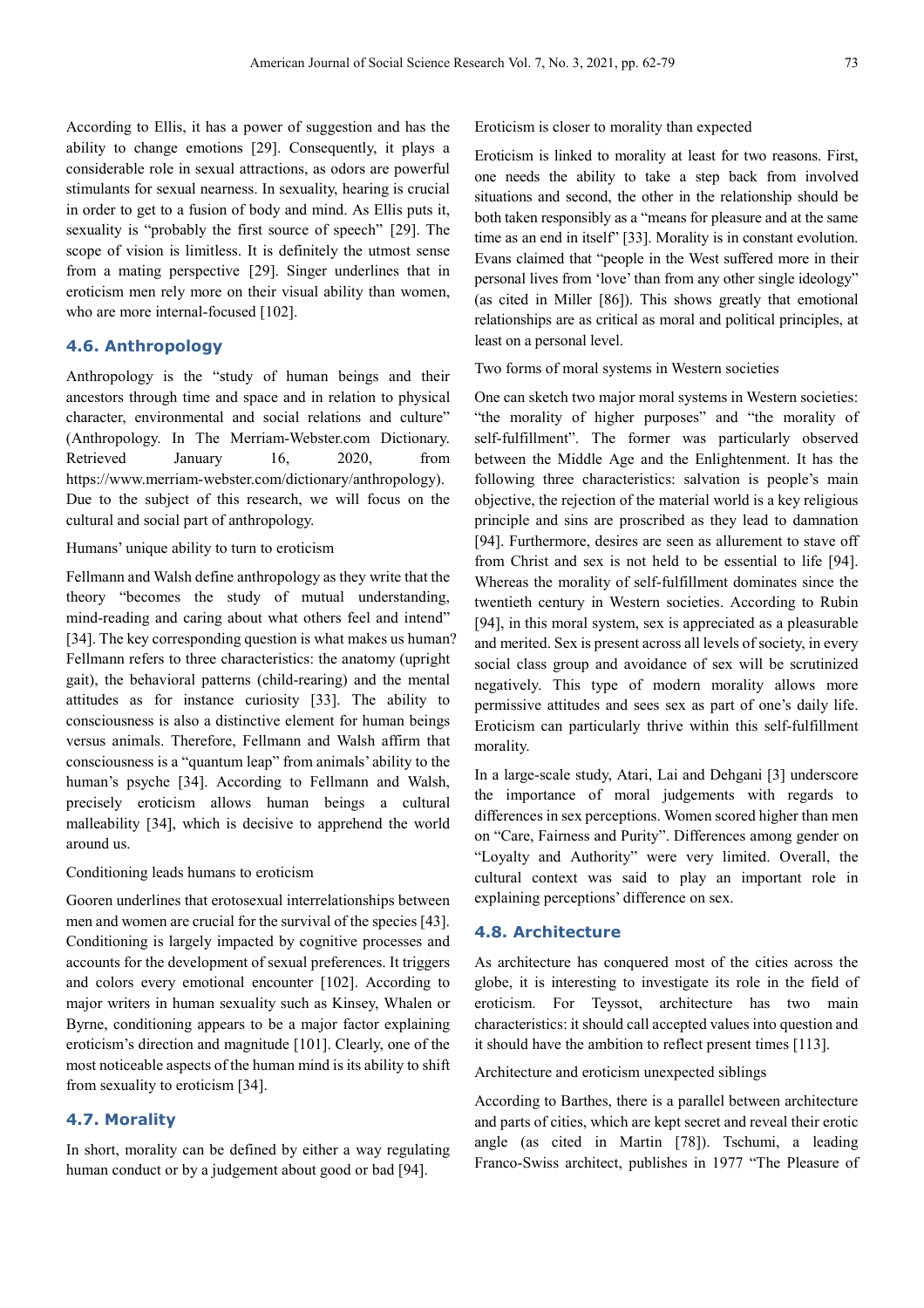According to Ellis, it has a power of suggestion and has the ability to change emotions [29]. Consequently, it plays a considerable role in sexual attractions, as odors are powerful stimulants for sexual nearness. In sexuality, hearing is crucial in order to get to a fusion of body and mind. As Ellis puts it, sexuality is "probably the first source of speech" [29]. The scope of vision is limitless. It is definitely the utmost sense from a mating perspective [29]. Singer underlines that in eroticism men rely more on their visual ability than women, who are more internal-focused [102].

## 4.6. Anthropology

Anthropology is the "study of human beings and their ancestors through time and space and in relation to physical character, environmental and social relations and culture" (Anthropology. In The Merriam-Webster.com Dictionary. Retrieved January 16, 2020, from https://www.merriam-webster.com/dictionary/anthropology). Due to the subject of this research, we will focus on the cultural and social part of anthropology.

Humans' unique ability to turn to eroticism

Fellmann and Walsh define anthropology as they write that the theory "becomes the study of mutual understanding, mind-reading and caring about what others feel and intend" [34]. The key corresponding question is what makes us human? Fellmann refers to three characteristics: the anatomy (upright gait), the behavioral patterns (child-rearing) and the mental attitudes as for instance curiosity [33]. The ability to consciousness is also a distinctive element for human beings versus animals. Therefore, Fellmann and Walsh affirm that consciousness is a "quantum leap" from animals' ability to the human's psyche [34]. According to Fellmann and Walsh, precisely eroticism allows human beings a cultural malleability [34], which is decisive to apprehend the world around us.

Conditioning leads humans to eroticism

Gooren underlines that erotosexual interrelationships between men and women are crucial for the survival of the species [43]. Conditioning is largely impacted by cognitive processes and accounts for the development of sexual preferences. It triggers and colors every emotional encounter [102]. According to major writers in human sexuality such as Kinsey, Whalen or Byrne, conditioning appears to be a major factor explaining eroticism's direction and magnitude [101]. Clearly, one of the most noticeable aspects of the human mind is its ability to shift from sexuality to eroticism [34].

## 4.7. Morality

In short, morality can be defined by either a way regulating human conduct or by a judgement about good or bad [94].

Eroticism is closer to morality than expected

Eroticism is linked to morality at least for two reasons. First, one needs the ability to take a step back from involved situations and second, the other in the relationship should be both taken responsibly as a "means for pleasure and at the same time as an end in itself" [33]. Morality is in constant evolution. Evans claimed that "people in the West suffered more in their personal lives from 'love' than from any other single ideology" (as cited in Miller [86]). This shows greatly that emotional relationships are as critical as moral and political principles, at least on a personal level.

Two forms of moral systems in Western societies

One can sketch two major moral systems in Western societies: "the morality of higher purposes" and "the morality of self-fulfillment". The former was particularly observed between the Middle Age and the Enlightenment. It has the following three characteristics: salvation is people's main objective, the rejection of the material world is a key religious principle and sins are proscribed as they lead to damnation [94]. Furthermore, desires are seen as allurement to stave off from Christ and sex is not held to be essential to life [94]. Whereas the morality of self-fulfillment dominates since the twentieth century in Western societies. According to Rubin [94], in this moral system, sex is appreciated as a pleasurable and merited. Sex is present across all levels of society, in every social class group and avoidance of sex will be scrutinized negatively. This type of modern morality allows more permissive attitudes and sees sex as part of one's daily life. Eroticism can particularly thrive within this self-fulfillment morality.

In a large-scale study, Atari, Lai and Dehgani [3] underscore the importance of moral judgements with regards to differences in sex perceptions. Women scored higher than men on "Care, Fairness and Purity". Differences among gender on "Loyalty and Authority" were very limited. Overall, the cultural context was said to play an important role in explaining perceptions' difference on sex.

## 4.8. Architecture

As architecture has conquered most of the cities across the globe, it is interesting to investigate its role in the field of eroticism. For Teyssot, architecture has two main characteristics: it should call accepted values into question and it should have the ambition to reflect present times [113].

Architecture and eroticism unexpected siblings

According to Barthes, there is a parallel between architecture and parts of cities, which are kept secret and reveal their erotic angle (as cited in Martin [78]). Tschumi, a leading Franco-Swiss architect, publishes in 1977 "The Pleasure of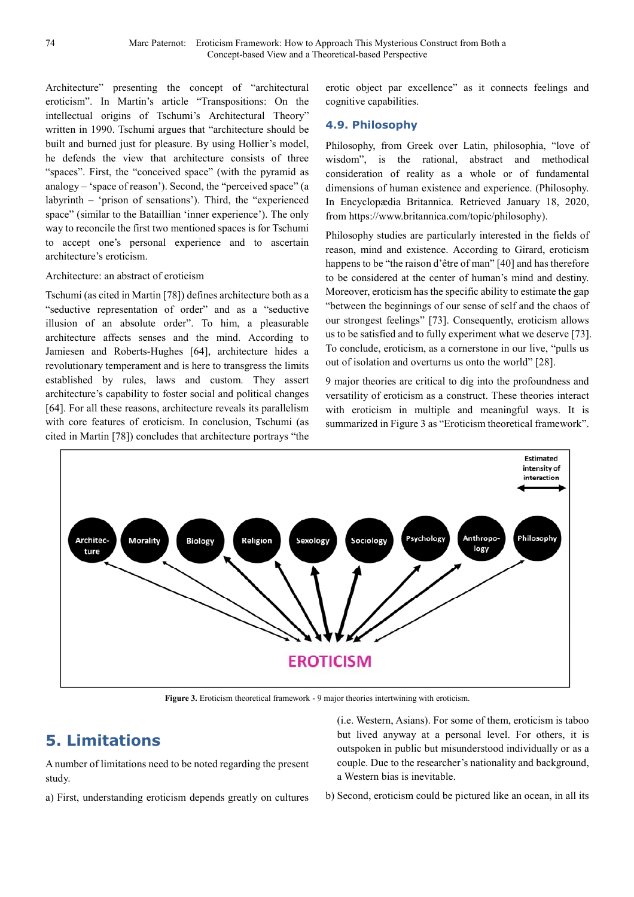Architecture" presenting the concept of "architectural eroticism". In Martin's article "Transpositions: On the intellectual origins of Tschumi's Architectural Theory" written in 1990. Tschumi argues that "architecture should be built and burned just for pleasure. By using Hollier's model, he defends the view that architecture consists of three "spaces". First, the "conceived space" (with the pyramid as analogy – 'space of reason'). Second, the "perceived space" (a labyrinth – 'prison of sensations'). Third, the "experienced space" (similar to the Bataillian 'inner experience'). The only way to reconcile the first two mentioned spaces is for Tschumi to accept one's personal experience and to ascertain architecture's eroticism.

Architecture: an abstract of eroticism

Tschumi (as cited in Martin [78]) defines architecture both as a "seductive representation of order" and as a "seductive illusion of an absolute order". To him, a pleasurable architecture affects senses and the mind. According to Jamiesen and Roberts-Hughes [64], architecture hides a revolutionary temperament and is here to transgress the limits established by rules, laws and custom. They assert architecture's capability to foster social and political changes [64]. For all these reasons, architecture reveals its parallelism with core features of eroticism. In conclusion, Tschumi (as cited in Martin [78]) concludes that architecture portrays "the erotic object par excellence" as it connects feelings and cognitive capabilities.

### 4.9. Philosophy

Philosophy, from Greek over Latin, philosophia, "love of wisdom", is the rational, abstract and methodical consideration of reality as a whole or of fundamental dimensions of human existence and experience. (Philosophy. In Encyclopædia Britannica. Retrieved January 18, 2020, from https://www.britannica.com/topic/philosophy).

Philosophy studies are particularly interested in the fields of reason, mind and existence. According to Girard, eroticism happens to be "the raison d'être of man" [40] and has therefore to be considered at the center of human's mind and destiny. Moreover, eroticism has the specific ability to estimate the gap "between the beginnings of our sense of self and the chaos of our strongest feelings" [73]. Consequently, eroticism allows us to be satisfied and to fully experiment what we deserve [73]. To conclude, eroticism, as a cornerstone in our live, "pulls us out of isolation and overturns us onto the world" [28].

9 major theories are critical to dig into the profoundness and versatility of eroticism as a construct. These theories interact with eroticism in multiple and meaningful ways. It is summarized in Figure 3 as "Eroticism theoretical framework".

Estimated intensity of interaction

Architec-ture
Morality
Biology
Religion
Sexology
Sociology
Psychology
Anthropo-logy
Philosophy

EROTICISM

**Figure 3.** Eroticism theoretical framework - 9 major theories intertwining with eroticism.

## 5. Limitations

A number of limitations need to be noted regarding the present study.

a) First, understanding eroticism depends greatly on cultures (i.e. Western, Asians). For some of them, eroticism is taboo but lived anyway at a personal level. For others, it is outspoken in public but misunderstood individually or as a couple. Due to the researcher's nationality and background, a Western bias is inevitable.

b) Second, eroticism could be pictured like an ocean, in all its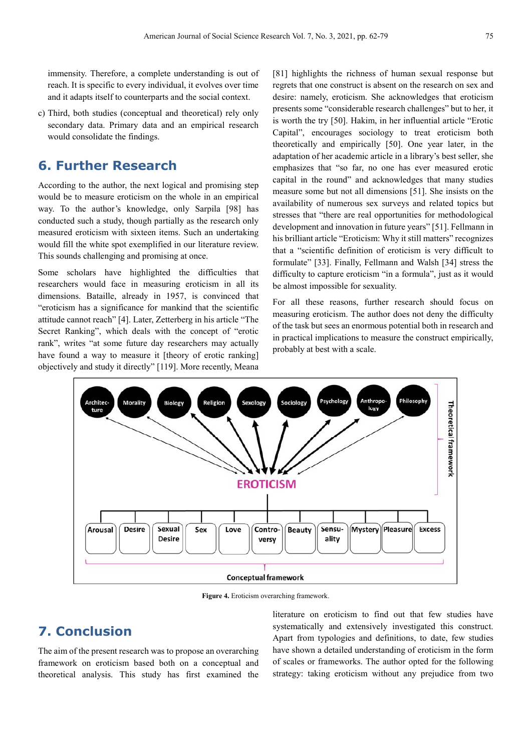immensity. Therefore, a complete understanding is out of reach. It is specific to every individual, it evolves over time and it adapts itself to counterparts and the social context.

c) Third, both studies (conceptual and theoretical) rely only secondary data. Primary data and an empirical research would consolidate the findings.

## 6. Further Research

According to the author, the next logical and promising step would be to measure eroticism on the whole in an empirical way. To the author's knowledge, only Sarpila [98] has conducted such a study, though partially as the research only measured eroticism with sixteen items. Such an undertaking would fill the white spot exemplified in our literature review. This sounds challenging and promising at once.

Some scholars have highlighted the difficulties that researchers would face in measuring eroticism in all its dimensions. Bataille, already in 1957, is convinced that "eroticism has a significance for mankind that the scientific attitude cannot reach" [4]. Later, Zetterberg in his article "The Secret Ranking", which deals with the concept of "erotic rank", writes "at some future day researchers may actually have found a way to measure it [theory of erotic ranking] objectively and study it directly" [119]. More recently, Meana [81] highlights the richness of human sexual response but regrets that one construct is absent on the research on sex and desire: namely, eroticism. She acknowledges that eroticism presents some "considerable research challenges" but to her, it is worth the try [50]. Hakim, in her influential article "Erotic Capital", encourages sociology to treat eroticism both theoretically and empirically [50]. One year later, in the adaptation of her academic article in a library's best seller, she emphasizes that "so far, no one has ever measured erotic capital in the round" and acknowledges that many studies measure some but not all dimensions [51]. She insists on the availability of numerous sex surveys and related topics but stresses that "there are real opportunities for methodological development and innovation in future years" [51]. Fellmann in his brilliant article "Eroticism: Why it still matters" recognizes that a "scientific definition of eroticism is very difficult to formulate" [33]. Finally, Fellmann and Walsh [34] stress the difficulty to capture eroticism "in a formula", just as it would be almost impossible for sexuality.

For all these reasons, further research should focus on measuring eroticism. The author does not deny the difficulty of the task but sees an enormous potential both in research and in practical implications to measure the construct empirically, probably at best with a scale.

Architec-ture
Morality
Biology
Religion
Sexology
Sociology
Psychology
Anthropo-logy
Philosophy
Theoretical framework
EROTICISM
Arousal
Desire
Sexual Desire
Sex
Love
Contro-versy
Beauty
Sensu-ality
Mystery
Pleasure
Excess
Conceptual framework

**Figure 4.** Eroticism overarching framework.

## 7. Conclusion

The aim of the present research was to propose an overarching framework on eroticism based both on a conceptual and theoretical analysis. This study has first examined the literature on eroticism to find out that few studies have systematically and extensively investigated this construct. Apart from typologies and definitions, to date, few studies have shown a detailed understanding of eroticism in the form of scales or frameworks. The author opted for the following strategy: taking eroticism without any prejudice from two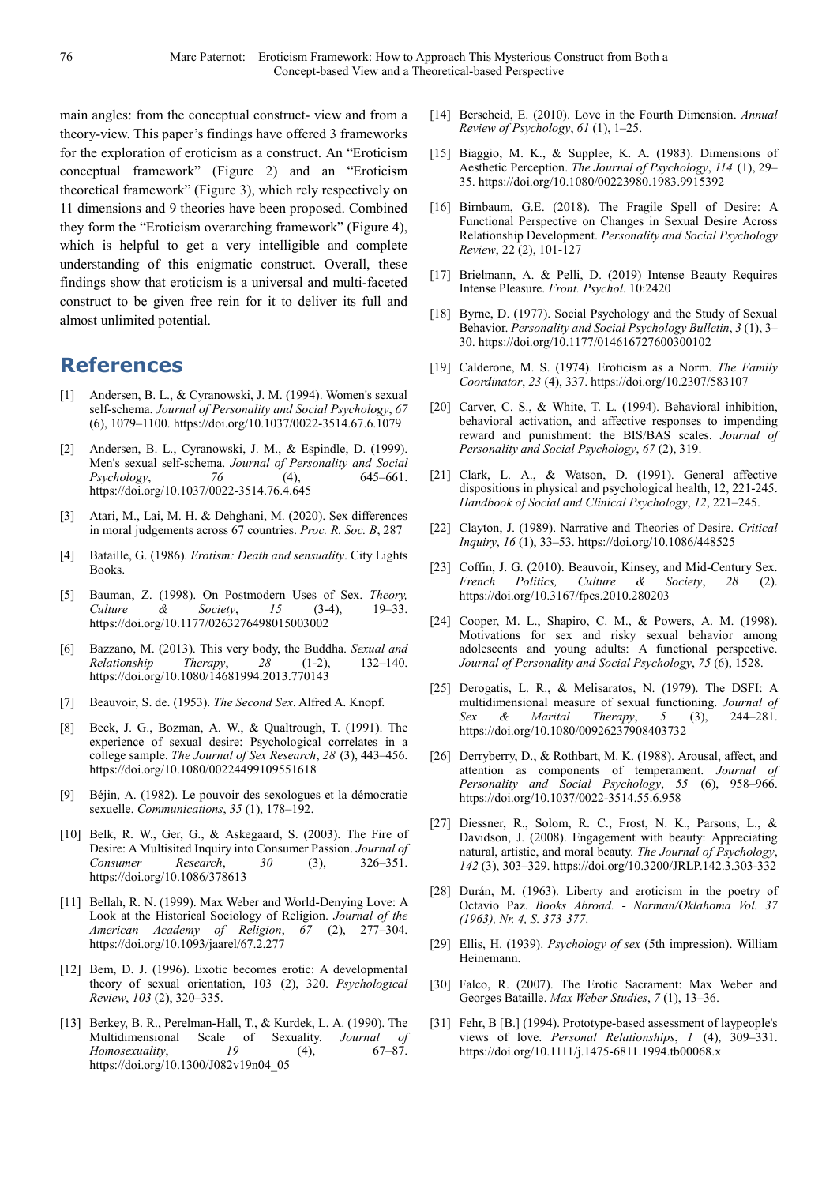main angles: from the conceptual construct- view and from a theory-view. This paper's findings have offered 3 frameworks for the exploration of eroticism as a construct. An "Eroticism conceptual framework" (Figure 2) and an "Eroticism theoretical framework" (Figure 3), which rely respectively on 11 dimensions and 9 theories have been proposed. Combined they form the "Eroticism overarching framework" (Figure 4), which is helpful to get a very intelligible and complete understanding of this enigmatic construct. Overall, these findings show that eroticism is a universal and multi-faceted construct to be given free rein for it to deliver its full and almost unlimited potential.

## References

[1] Andersen, B. L., & Cyranowski, J. M. (1994). Women's sexual self-schema. *Journal of Personality and Social Psychology*, *67* (6), 1079–1100. https://doi.org/10.1037/0022-3514.67.6.1079

[2] Andersen, B. L., Cyranowski, J. M., & Espindle, D. (1999). Men's sexual self-schema. *Journal of Personality and Social Psychology*, *76* (4), 645–661. https://doi.org/10.1037/0022-3514.76.4.645

[3] Atari, M., Lai, M. H. & Dehghani, M. (2020). Sex differences in moral judgements across 67 countries. *Proc. R. Soc. B*, 287

[4] Bataille, G. (1986). *Erotism: Death and sensuality*. City Lights Books.

[5] Bauman, Z. (1998). On Postmodern Uses of Sex. *Theory, Culture & Society*, *15* (3-4), 19–33. https://doi.org/10.1177/0263276498015003002

[6] Bazzano, M. (2013). This very body, the Buddha. *Sexual and Relationship Therapy*, *28* (1-2), 132–140. https://doi.org/10.1080/14681994.2013.770143

[7] Beauvoir, S. de. (1953). *The Second Sex*. Alfred A. Knopf.

[8] Beck, J. G., Bozman, A. W., & Qualtrough, T. (1991). The experience of sexual desire: Psychological correlates in a college sample. *The Journal of Sex Research*, *28* (3), 443–456. https://doi.org/10.1080/00224499109551618

[9] Béjin, A. (1982). Le pouvoir des sexologues et la démocratie sexuelle. *Communications*, *35* (1), 178–192.

[10] Belk, R. W., Ger, G., & Askegaard, S. (2003). The Fire of Desire: A Multisited Inquiry into Consumer Passion. *Journal of Consumer Research*, *30* (3), 326–351. https://doi.org/10.1086/378613

[11] Bellah, R. N. (1999). Max Weber and World-Denying Love: A Look at the Historical Sociology of Religion. *Journal of the American Academy of Religion*, *67* (2), 277–304. https://doi.org/10.1093/jaarel/67.2.277

[12] Bem, D. J. (1996). Exotic becomes erotic: A developmental theory of sexual orientation, 103 (2), 320. *Psychological Review*, *103* (2), 320–335.

[13] Berkey, B. R., Perelman-Hall, T., & Kurdek, L. A. (1990). The Multidimensional Scale of Sexuality. *Journal of Homosexuality*, *19* (4), 67–87. https://doi.org/10.1300/J082v19n04_05

[14] Berscheid, E. (2010). Love in the Fourth Dimension. *Annual Review of Psychology*, *61* (1), 1–25.

[15] Biaggio, M. K., & Supplee, K. A. (1983). Dimensions of Aesthetic Perception. *The Journal of Psychology*, *114* (1), 29–35. https://doi.org/10.1080/00223980.1983.9915392

[16] Birnbaum, G.E. (2018). The Fragile Spell of Desire: A Functional Perspective on Changes in Sexual Desire Across Relationship Development. *Personality and Social Psychology Review*, 22 (2), 101-127

[17] Brielmann, A. & Pelli, D. (2019) Intense Beauty Requires Intense Pleasure. *Front. Psychol.* 10:2420

[18] Byrne, D. (1977). Social Psychology and the Study of Sexual Behavior. *Personality and Social Psychology Bulletin*, *3* (1), 3–30. https://doi.org/10.1177/014616727600300102

[19] Calderone, M. S. (1974). Eroticism as a Norm. *The Family Coordinator*, *23* (4), 337. https://doi.org/10.2307/583107

[20] Carver, C. S., & White, T. L. (1994). Behavioral inhibition, behavioral activation, and affective responses to impending reward and punishment: the BIS/BAS scales. *Journal of Personality and Social Psychology*, *67* (2), 319.

[21] Clark, L. A., & Watson, D. (1991). General affective dispositions in physical and psychological health, 12, 221-245. *Handbook of Social and Clinical Psychology*, *12*, 221–245.

[22] Clayton, J. (1989). Narrative and Theories of Desire. *Critical Inquiry*, *16* (1), 33–53. https://doi.org/10.1086/448525

[23] Coffin, J. G. (2010). Beauvoir, Kinsey, and Mid-Century Sex. *French Politics, Culture & Society*, *28* (2). https://doi.org/10.3167/fpcs.2010.280203

[24] Cooper, M. L., Shapiro, C. M., & Powers, A. M. (1998). Motivations for sex and risky sexual behavior among adolescents and young adults: A functional perspective. *Journal of Personality and Social Psychology*, *75* (6), 1528.

[25] Derogatis, L. R., & Melisaratos, N. (1979). The DSFI: A multidimensional measure of sexual functioning. *Journal of Sex & Marital Therapy*, *5* (3), 244–281. https://doi.org/10.1080/00926237908403732

[26] Derryberry, D., & Rothbart, M. K. (1988). Arousal, affect, and attention as components of temperament. *Journal of Personality and Social Psychology*, *55* (6), 958–966. https://doi.org/10.1037/0022-3514.55.6.958

[27] Diessner, R., Solom, R. C., Frost, N. K., Parsons, L., & Davidson, J. (2008). Engagement with beauty: Appreciating natural, artistic, and moral beauty. *The Journal of Psychology*, *142* (3), 303–329. https://doi.org/10.3200/JRLP.142.3.303-332

[28] Durán, M. (1963). Liberty and eroticism in the poetry of Octavio Paz. *Books Abroad. - Norman/Oklahoma Vol. 37 (1963), Nr. 4, S. 373-377*.

[29] Ellis, H. (1939). *Psychology of sex* (5th impression). William Heinemann.

[30] Falco, R. (2007). The Erotic Sacrament: Max Weber and Georges Bataille. *Max Weber Studies*, *7* (1), 13–36.

[31] Fehr, B [B.] (1994). Prototype-based assessment of laypeople's views of love. *Personal Relationships*, *1* (4), 309–331. https://doi.org/10.1111/j.1475-6811.1994.tb00068.x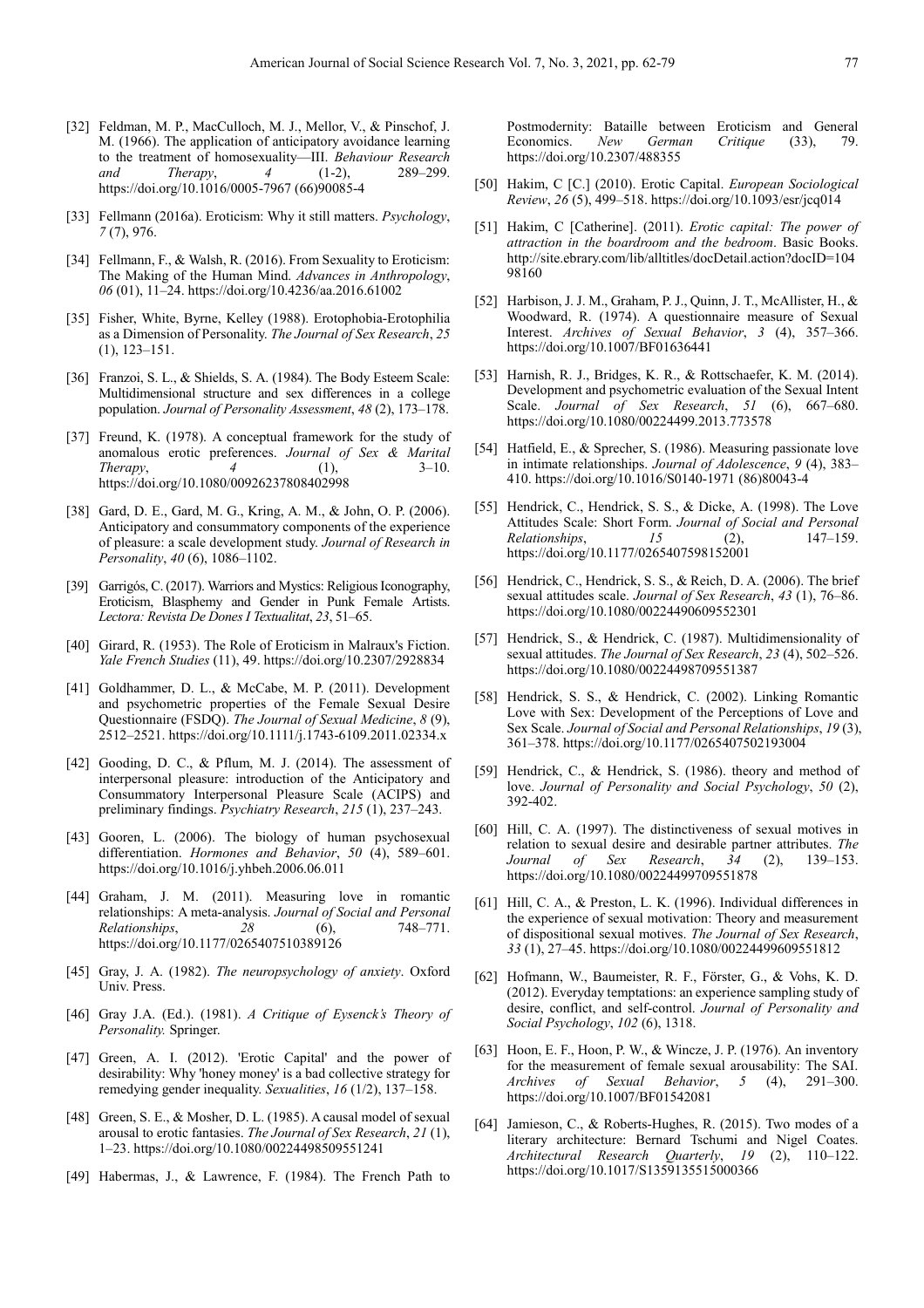[32] Feldman, M. P., MacCulloch, M. J., Mellor, V., & Pinschof, J. M. (1966). The application of anticipatory avoidance learning to the treatment of homosexuality—III. *Behaviour Research and Therapy*, *4* (1-2), 289–299. https://doi.org/10.1016/0005-7967 (66)90085-4

[33] Fellmann (2016a). Eroticism: Why it still matters. *Psychology*, *7* (7), 976.

[34] Fellmann, F., & Walsh, R. (2016). From Sexuality to Eroticism: The Making of the Human Mind. *Advances in Anthropology*, *06* (01), 11–24. https://doi.org/10.4236/aa.2016.61002

[35] Fisher, White, Byrne, Kelley (1988). Erotophobia-Erotophilia as a Dimension of Personality. *The Journal of Sex Research*, *25* (1), 123–151.

[36] Franzoi, S. L., & Shields, S. A. (1984). The Body Esteem Scale: Multidimensional structure and sex differences in a college population. *Journal of Personality Assessment*, *48* (2), 173–178.

[37] Freund, K. (1978). A conceptual framework for the study of anomalous erotic preferences. *Journal of Sex & Marital Therapy*, *4* (1), 3–10. https://doi.org/10.1080/00926237808402998

[38] Gard, D. E., Gard, M. G., Kring, A. M., & John, O. P. (2006). Anticipatory and consummatory components of the experience of pleasure: a scale development study. *Journal of Research in Personality*, *40* (6), 1086–1102.

[39] Garrigós, C. (2017). Warriors and Mystics: Religious Iconography, Eroticism, Blasphemy and Gender in Punk Female Artists. *Lectora: Revista De Dones I Textualitat*, *23*, 51–65.

[40] Girard, R. (1953). The Role of Eroticism in Malraux's Fiction. *Yale French Studies* (11), 49. https://doi.org/10.2307/2928834

[41] Goldhammer, D. L., & McCabe, M. P. (2011). Development and psychometric properties of the Female Sexual Desire Questionnaire (FSDQ). *The Journal of Sexual Medicine*, *8* (9), 2512–2521. https://doi.org/10.1111/j.1743-6109.2011.02334.x

[42] Gooding, D. C., & Pflum, M. J. (2014). The assessment of interpersonal pleasure: introduction of the Anticipatory and Consummatory Interpersonal Pleasure Scale (ACIPS) and preliminary findings. *Psychiatry Research*, *215* (1), 237–243.

[43] Gooren, L. (2006). The biology of human psychosexual differentiation. *Hormones and Behavior*, *50* (4), 589–601. https://doi.org/10.1016/j.yhbeh.2006.06.011

[44] Graham, J. M. (2011). Measuring love in romantic relationships: A meta-analysis. *Journal of Social and Personal Relationships*, *28* (6), 748–771. https://doi.org/10.1177/0265407510389126

[45] Gray, J. A. (1982). *The neuropsychology of anxiety*. Oxford Univ. Press.

[46] Gray J.A. (Ed.). (1981). *A Critique of Eysenck's Theory of Personality.* Springer.

[47] Green, A. I. (2012). 'Erotic Capital' and the power of desirability: Why 'honey money' is a bad collective strategy for remedying gender inequality. *Sexualities*, *16* (1/2), 137–158.

[48] Green, S. E., & Mosher, D. L. (1985). A causal model of sexual arousal to erotic fantasies. *The Journal of Sex Research*, *21* (1), 1–23. https://doi.org/10.1080/00224498509551241

[49] Habermas, J., & Lawrence, F. (1984). The French Path to Postmodernity: Bataille between Eroticism and General Economics. *New German Critique* (33), 79. https://doi.org/10.2307/488355

[50] Hakim, C [C.] (2010). Erotic Capital. *European Sociological Review*, *26* (5), 499–518. https://doi.org/10.1093/esr/jcq014

[51] Hakim, C [Catherine]. (2011). *Erotic capital: The power of attraction in the boardroom and the bedroom*. Basic Books. http://site.ebrary.com/lib/alltitles/docDetail.action?docID=10498160

[52] Harbison, J. J. M., Graham, P. J., Quinn, J. T., McAllister, H., & Woodward, R. (1974). A questionnaire measure of Sexual Interest. *Archives of Sexual Behavior*, *3* (4), 357–366. https://doi.org/10.1007/BF01636441

[53] Harnish, R. J., Bridges, K. R., & Rottschaefer, K. M. (2014). Development and psychometric evaluation of the Sexual Intent Scale. *Journal of Sex Research*, *51* (6), 667–680. https://doi.org/10.1080/00224499.2013.773578

[54] Hatfield, E., & Sprecher, S. (1986). Measuring passionate love in intimate relationships. *Journal of Adolescence*, *9* (4), 383–410. https://doi.org/10.1016/S0140-1971 (86)80043-4

[55] Hendrick, C., Hendrick, S. S., & Dicke, A. (1998). The Love Attitudes Scale: Short Form. *Journal of Social and Personal Relationships*, *15* (2), 147–159. https://doi.org/10.1177/0265407598152001

[56] Hendrick, C., Hendrick, S. S., & Reich, D. A. (2006). The brief sexual attitudes scale. *Journal of Sex Research*, *43* (1), 76–86. https://doi.org/10.1080/00224490609552301

[57] Hendrick, S., & Hendrick, C. (1987). Multidimensionality of sexual attitudes. *The Journal of Sex Research*, *23* (4), 502–526. https://doi.org/10.1080/00224498709551387

[58] Hendrick, S. S., & Hendrick, C. (2002). Linking Romantic Love with Sex: Development of the Perceptions of Love and Sex Scale. *Journal of Social and Personal Relationships*, *19* (3), 361–378. https://doi.org/10.1177/0265407502193004

[59] Hendrick, C., & Hendrick, S. (1986). theory and method of love. *Journal of Personality and Social Psychology*, *50* (2), 392-402.

[60] Hill, C. A. (1997). The distinctiveness of sexual motives in relation to sexual desire and desirable partner attributes. *The Journal of Sex Research*, *34* (2), 139–153. https://doi.org/10.1080/00224499709551878

[61] Hill, C. A., & Preston, L. K. (1996). Individual differences in the experience of sexual motivation: Theory and measurement of dispositional sexual motives. *The Journal of Sex Research*, *33* (1), 27–45. https://doi.org/10.1080/00224499609551812

[62] Hofmann, W., Baumeister, R. F., Förster, G., & Vohs, K. D. (2012). Everyday temptations: an experience sampling study of desire, conflict, and self-control. *Journal of Personality and Social Psychology*, *102* (6), 1318.

[63] Hoon, E. F., Hoon, P. W., & Wincze, J. P. (1976). An inventory for the measurement of female sexual arousability: The SAI. *Archives of Sexual Behavior*, *5* (4), 291–300. https://doi.org/10.1007/BF01542081

[64] Jamieson, C., & Roberts-Hughes, R. (2015). Two modes of a literary architecture: Bernard Tschumi and Nigel Coates. *Architectural Research Quarterly*, *19* (2), 110–122. https://doi.org/10.1017/S1359135515000366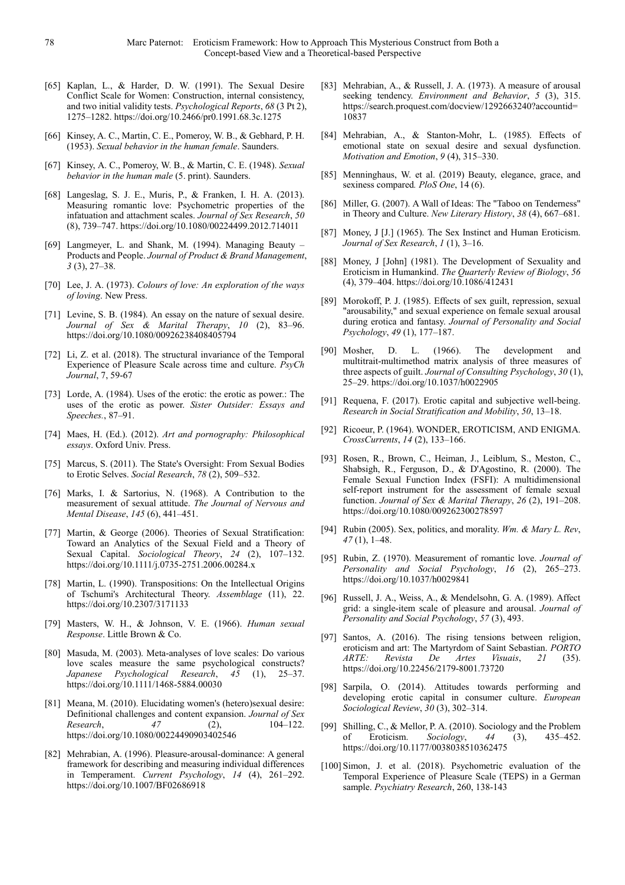[65] Kaplan, L., & Harder, D. W. (1991). The Sexual Desire Conflict Scale for Women: Construction, internal consistency, and two initial validity tests. *Psychological Reports*, *68* (3 Pt 2), 1275–1282. https://doi.org/10.2466/pr0.1991.68.3c.1275

[66] Kinsey, A. C., Martin, C. E., Pomeroy, W. B., & Gebhard, P. H. (1953). *Sexual behavior in the human female*. Saunders.

[67] Kinsey, A. C., Pomeroy, W. B., & Martin, C. E. (1948). *Sexual behavior in the human male* (5. print). Saunders.

[68] Langeslag, S. J. E., Muris, P., & Franken, I. H. A. (2013). Measuring romantic love: Psychometric properties of the infatuation and attachment scales. *Journal of Sex Research*, *50* (8), 739–747. https://doi.org/10.1080/00224499.2012.714011

[69] Langmeyer, L. and Shank, M. (1994). Managing Beauty – Products and People. *Journal of Product & Brand Management*, *3* (3), 27–38.

[70] Lee, J. A. (1973). *Colours of love: An exploration of the ways of loving*. New Press.

[71] Levine, S. B. (1984). An essay on the nature of sexual desire. *Journal of Sex & Marital Therapy*, *10* (2), 83–96. https://doi.org/10.1080/00926238408405794

[72] Li, Z. et al. (2018). The structural invariance of the Temporal Experience of Pleasure Scale across time and culture. *PsyCh Journal*, 7, 59-67

[73] Lorde, A. (1984). Uses of the erotic: the erotic as power.: The uses of the erotic as power. *Sister Outsider: Essays and Speeches.*, 87–91.

[74] Maes, H. (Ed.). (2012). *Art and pornography: Philosophical essays*. Oxford Univ. Press.

[75] Marcus, S. (2011). The State's Oversight: From Sexual Bodies to Erotic Selves. *Social Research*, *78* (2), 509–532.

[76] Marks, I. & Sartorius, N. (1968). A Contribution to the measurement of sexual attitude. *The Journal of Nervous and Mental Disease*, *145* (6), 441–451.

[77] Martin, & George (2006). Theories of Sexual Stratification: Toward an Analytics of the Sexual Field and a Theory of Sexual Capital. *Sociological Theory*, *24* (2), 107–132. https://doi.org/10.1111/j.0735-2751.2006.00284.x

[78] Martin, L. (1990). Transpositions: On the Intellectual Origins of Tschumi's Architectural Theory. *Assemblage* (11), 22. https://doi.org/10.2307/3171133

[79] Masters, W. H., & Johnson, V. E. (1966). *Human sexual Response*. Little Brown & Co.

[80] Masuda, M. (2003). Meta-analyses of love scales: Do various love scales measure the same psychological constructs? *Japanese Psychological Research*, *45* (1), 25–37. https://doi.org/10.1111/1468-5884.00030

[81] Meana, M. (2010). Elucidating women's (hetero)sexual desire: Definitional challenges and content expansion. *Journal of Sex Research*, *47* (2), 104–122. https://doi.org/10.1080/00224490903402546

[82] Mehrabian, A. (1996). Pleasure-arousal-dominance: A general framework for describing and measuring individual differences in Temperament. *Current Psychology*, *14* (4), 261–292. https://doi.org/10.1007/BF02686918

[83] Mehrabian, A., & Russell, J. A. (1973). A measure of arousal seeking tendency. *Environment and Behavior*, *5* (3), 315. https://search.proquest.com/docview/1292663240?accountid=10837

[84] Mehrabian, A., & Stanton-Mohr, L. (1985). Effects of emotional state on sexual desire and sexual dysfunction. *Motivation and Emotion*, *9* (4), 315–330.

[85] Menninghaus, W. et al. (2019) Beauty, elegance, grace, and sexiness compared. *PloS One*, 14 (6).

[86] Miller, G. (2007). A Wall of Ideas: The "Taboo on Tenderness" in Theory and Culture. *New Literary History*, *38* (4), 667–681.

[87] Money, J [J.] (1965). The Sex Instinct and Human Eroticism. *Journal of Sex Research*, *1* (1), 3–16.

[88] Money, J [John] (1981). The Development of Sexuality and Eroticism in Humankind. *The Quarterly Review of Biology*, *56* (4), 379–404. https://doi.org/10.1086/412431

[89] Morokoff, P. J. (1985). Effects of sex guilt, repression, sexual "arousability," and sexual experience on female sexual arousal during erotica and fantasy. *Journal of Personality and Social Psychology*, *49* (1), 177–187.

[90] Mosher, D. L. (1966). The development and multitrait-multimethod matrix analysis of three measures of three aspects of guilt. *Journal of Consulting Psychology*, *30* (1), 25–29. https://doi.org/10.1037/h0022905

[91] Requena, F. (2017). Erotic capital and subjective well-being. *Research in Social Stratification and Mobility*, *50*, 13–18.

[92] Ricoeur, P. (1964). WONDER, EROTICISM, AND ENIGMA. *CrossCurrents*, *14* (2), 133–166.

[93] Rosen, R., Brown, C., Heiman, J., Leiblum, S., Meston, C., Shabsigh, R., Ferguson, D., & D'Agostino, R. (2000). The Female Sexual Function Index (FSFI): A multidimensional self-report instrument for the assessment of female sexual function. *Journal of Sex & Marital Therapy*, *26* (2), 191–208. https://doi.org/10.1080/009262300278597

[94] Rubin (2005). Sex, politics, and morality. *Wm. & Mary L. Rev*, *47* (1), 1–48.

[95] Rubin, Z. (1970). Measurement of romantic love. *Journal of Personality and Social Psychology*, *16* (2), 265–273. https://doi.org/10.1037/h0029841

[96] Russell, J. A., Weiss, A., & Mendelsohn, G. A. (1989). Affect grid: a single-item scale of pleasure and arousal. *Journal of Personality and Social Psychology*, *57* (3), 493.

[97] Santos, A. (2016). The rising tensions between religion, eroticism and art: The Martyrdom of Saint Sebastian. *PORTO ARTE: Revista De Artes Visuais*, *21* (35). https://doi.org/10.22456/2179-8001.73720

[98] Sarpila, O. (2014). Attitudes towards performing and developing erotic capital in consumer culture. *European Sociological Review*, *30* (3), 302–314.

[99] Shilling, C., & Mellor, P. A. (2010). Sociology and the Problem of Eroticism. *Sociology*, *44* (3), 435–452. https://doi.org/10.1177/0038038510362475

[100] Simon, J. et al. (2018). Psychometric evaluation of the Temporal Experience of Pleasure Scale (TEPS) in a German sample. *Psychiatry Research*, 260, 138-143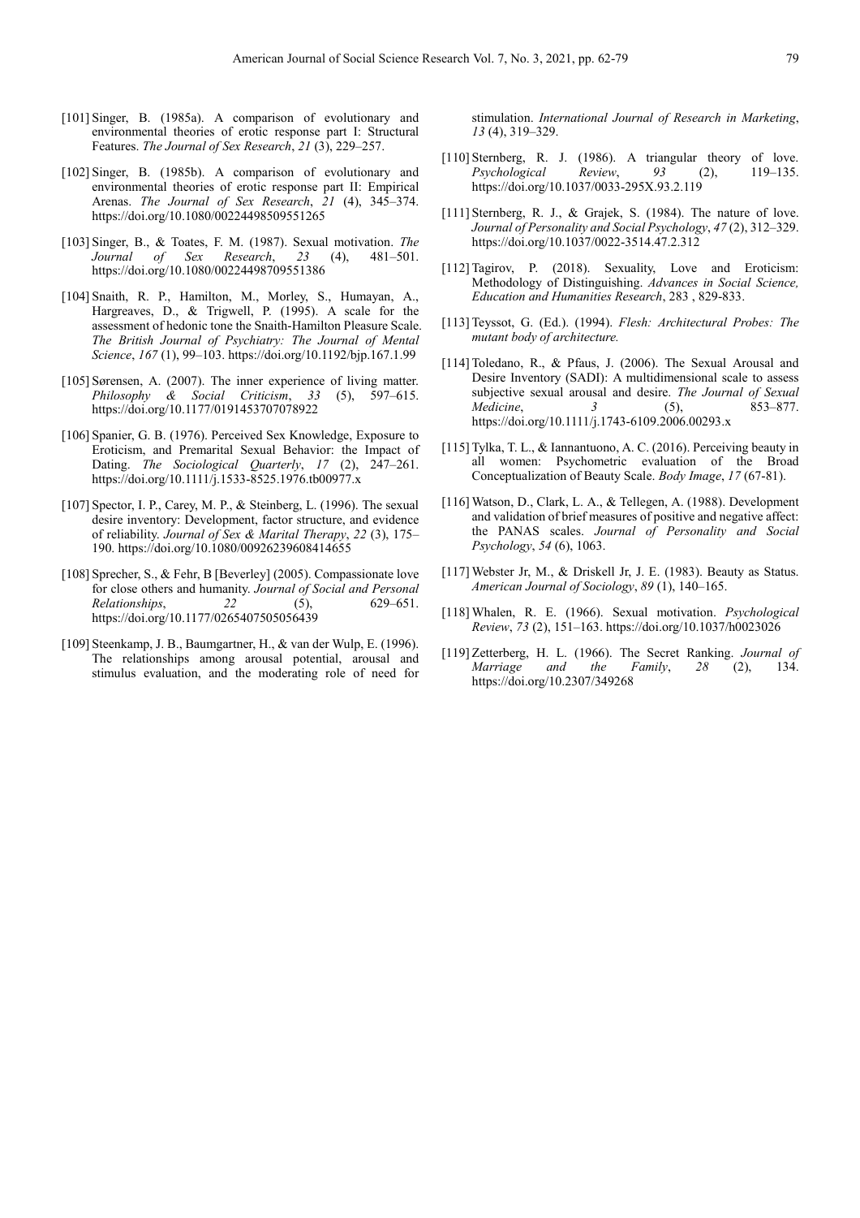[101] Singer, B. (1985a). A comparison of evolutionary and environmental theories of erotic response part I: Structural Features. *The Journal of Sex Research*, *21* (3), 229–257.

[102] Singer, B. (1985b). A comparison of evolutionary and environmental theories of erotic response part II: Empirical Arenas. *The Journal of Sex Research*, *21* (4), 345–374. https://doi.org/10.1080/00224498509551265

[103] Singer, B., & Toates, F. M. (1987). Sexual motivation. *The Journal of Sex Research*, *23* (4), 481–501. https://doi.org/10.1080/00224498709551386

[104] Snaith, R. P., Hamilton, M., Morley, S., Humayan, A., Hargreaves, D., & Trigwell, P. (1995). A scale for the assessment of hedonic tone the Snaith-Hamilton Pleasure Scale. *The British Journal of Psychiatry: The Journal of Mental Science*, *167* (1), 99–103. https://doi.org/10.1192/bjp.167.1.99

[105] Sørensen, A. (2007). The inner experience of living matter. *Philosophy & Social Criticism*, *33* (5), 597–615. https://doi.org/10.1177/0191453707078922

[106] Spanier, G. B. (1976). Perceived Sex Knowledge, Exposure to Eroticism, and Premarital Sexual Behavior: the Impact of Dating. *The Sociological Quarterly*, *17* (2), 247–261. https://doi.org/10.1111/j.1533-8525.1976.tb00977.x

[107] Spector, I. P., Carey, M. P., & Steinberg, L. (1996). The sexual desire inventory: Development, factor structure, and evidence of reliability. *Journal of Sex & Marital Therapy*, *22* (3), 175–190. https://doi.org/10.1080/00926239608414655

[108] Sprecher, S., & Fehr, B [Beverley] (2005). Compassionate love for close others and humanity. *Journal of Social and Personal Relationships*, *22* (5), 629–651. https://doi.org/10.1177/0265407505056439

[109] Steenkamp, J. B., Baumgartner, H., & van der Wulp, E. (1996). The relationships among arousal potential, arousal and stimulus evaluation, and the moderating role of need for stimulation. *International Journal of Research in Marketing*, *13* (4), 319–329.

[110] Sternberg, R. J. (1986). A triangular theory of love. *Psychological Review*, *93* (2), 119–135. https://doi.org/10.1037/0033-295X.93.2.119

[111] Sternberg, R. J., & Grajek, S. (1984). The nature of love. *Journal of Personality and Social Psychology*, *47* (2), 312–329. https://doi.org/10.1037/0022-3514.47.2.312

[112] Tagirov, P. (2018). Sexuality, Love and Eroticism: Methodology of Distinguishing. *Advances in Social Science, Education and Humanities Research*, 283 , 829-833.

[113] Teyssot, G. (Ed.). (1994). *Flesh: Architectural Probes: The mutant body of architecture.*

[114] Toledano, R., & Pfaus, J. (2006). The Sexual Arousal and Desire Inventory (SADI): A multidimensional scale to assess subjective sexual arousal and desire. *The Journal of Sexual Medicine*, *3* (5), 853–877. https://doi.org/10.1111/j.1743-6109.2006.00293.x

[115] Tylka, T. L., & Iannantuono, A. C. (2016). Perceiving beauty in all women: Psychometric evaluation of the Broad Conceptualization of Beauty Scale. *Body Image*, *17* (67-81).

[116] Watson, D., Clark, L. A., & Tellegen, A. (1988). Development and validation of brief measures of positive and negative affect: the PANAS scales. *Journal of Personality and Social Psychology*, *54* (6), 1063.

[117] Webster Jr, M., & Driskell Jr, J. E. (1983). Beauty as Status. *American Journal of Sociology*, *89* (1), 140–165.

[118] Whalen, R. E. (1966). Sexual motivation. *Psychological Review*, *73* (2), 151–163. https://doi.org/10.1037/h0023026

[119] Zetterberg, H. L. (1966). The Secret Ranking. *Journal of Marriage and the Family*, *28* (2), 134. https://doi.org/10.2307/349268